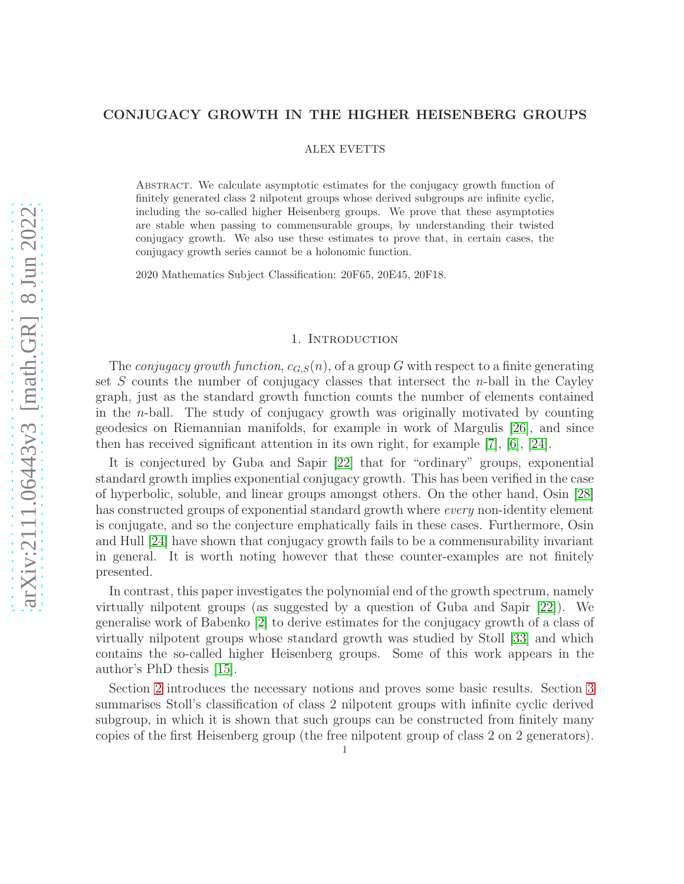# CONJUGACY GROWTH IN THE HIGHER HEISENBERG GROUPS

ALEX EVETTS

Abstract. We calculate asymptotic estimates for the conjugacy growth function of finitely generated class 2 nilpotent groups whose derived subgroups are infinite cyclic, including the so-called higher Heisenberg groups. We prove that these asymptotics are stable when passing to commensurable groups, by understanding their twisted conjugacy growth. We also use these estimates to prove that, in certain cases, the conjugacy growth series cannot be a holonomic function.

2020 Mathematics Subject Classification: 20F65, 20E45, 20F18.

## 1. Introduction

The *conjugacy growth function*, $c_{G,S}(n)$, of a group $G$ with respect to a finite generating set $S$ counts the number of conjugacy classes that intersect the $n$-ball in the Cayley graph, just as the standard growth function counts the number of elements contained in the $n$-ball. The study of conjugacy growth was originally motivated by counting geodesics on Riemannian manifolds, for example in work of Margulis [26], and since then has received significant attention in its own right, for example [7], [6], [24].

It is conjectured by Guba and Sapir [22] that for "ordinary" groups, exponential standard growth implies exponential conjugacy growth. This has been verified in the case of hyperbolic, soluble, and linear groups amongst others. On the other hand, Osin [28] has constructed groups of exponential standard growth where *every* non-identity element is conjugate, and so the conjecture emphatically fails in these cases. Furthermore, Osin and Hull [24] have shown that conjugacy growth fails to be a commensurability invariant in general. It is worth noting however that these counter-examples are not finitely presented.

In contrast, this paper investigates the polynomial end of the growth spectrum, namely virtually nilpotent groups (as suggested by a question of Guba and Sapir [22]). We generalise work of Babenko [2] to derive estimates for the conjugacy growth of a class of virtually nilpotent groups whose standard growth was studied by Stoll [33] and which contains the so-called higher Heisenberg groups. Some of this work appears in the author's PhD thesis [15].

Section 2 introduces the necessary notions and proves some basic results. Section 3 summarises Stoll's classification of class 2 nilpotent groups with infinite cyclic derived subgroup, in which it is shown that such groups can be constructed from finitely many copies of the first Heisenberg group (the free nilpotent group of class 2 on 2 generators).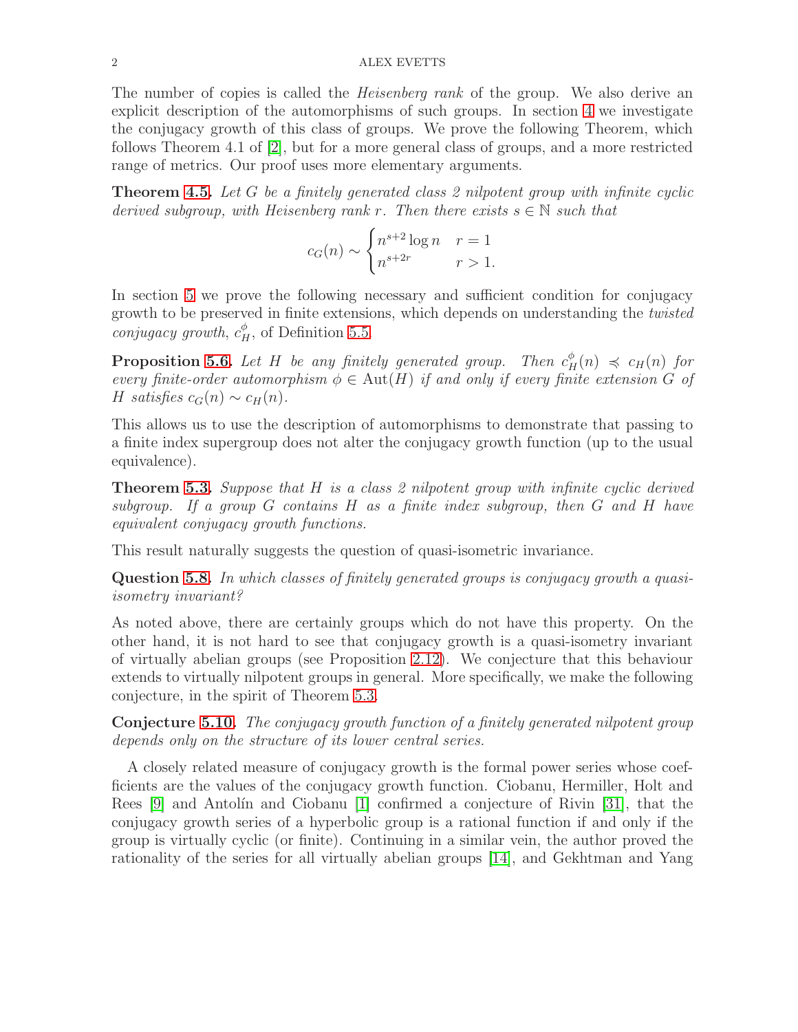The number of copies is called the *Heisenberg rank* of the group. We also derive an explicit description of the automorphisms of such groups. In section 4 we investigate the conjugacy growth of this class of groups. We prove the following Theorem, which follows Theorem 4.1 of [2], but for a more general class of groups, and a more restricted range of metrics. Our proof uses more elementary arguments.

**Theorem 4.5.** *Let $G$ be a finitely generated class 2 nilpotent group with infinite cyclic derived subgroup, with Heisenberg rank $r$. Then there exists $s \in \mathbb{N}$ such that*

$$c_G(n) \sim \begin{cases} n^{s+2} \log n & r = 1 \\ n^{s+2r} & r > 1. \end{cases}$$

In section 5 we prove the following necessary and sufficient condition for conjugacy growth to be preserved in finite extensions, which depends on understanding the *twisted conjugacy growth*, $c_H^\phi$, of Definition 5.5.

**Proposition 5.6.** *Let $H$ be any finitely generated group. Then $c_H^\phi(n) \preccurlyeq c_H(n)$ for every finite-order automorphism $\phi \in \mathrm{Aut}(H)$ if and only if every finite extension $G$ of $H$ satisfies $c_G(n) \sim c_H(n)$.*

This allows us to use the description of automorphisms to demonstrate that passing to a finite index supergroup does not alter the conjugacy growth function (up to the usual equivalence).

**Theorem 5.3.** *Suppose that $H$ is a class 2 nilpotent group with infinite cyclic derived subgroup. If a group $G$ contains $H$ as a finite index subgroup, then $G$ and $H$ have equivalent conjugacy growth functions.*

This result naturally suggests the question of quasi-isometric invariance.

**Question 5.8.** *In which classes of finitely generated groups is conjugacy growth a quasi-isometry invariant?*

As noted above, there are certainly groups which do not have this property. On the other hand, it is not hard to see that conjugacy growth is a quasi-isometry invariant of virtually abelian groups (see Proposition 2.12). We conjecture that this behaviour extends to virtually nilpotent groups in general. More specifically, we make the following conjecture, in the spirit of Theorem 5.3.

**Conjecture 5.10.** *The conjugacy growth function of a finitely generated nilpotent group depends only on the structure of its lower central series.*

A closely related measure of conjugacy growth is the formal power series whose coefficients are the values of the conjugacy growth function. Ciobanu, Hermiller, Holt and Rees [9] and Antolín and Ciobanu [1] confirmed a conjecture of Rivin [31], that the conjugacy growth series of a hyperbolic group is a rational function if and only if the group is virtually cyclic (or finite). Continuing in a similar vein, the author proved the rationality of the series for all virtually abelian groups [14], and Gekhtman and Yang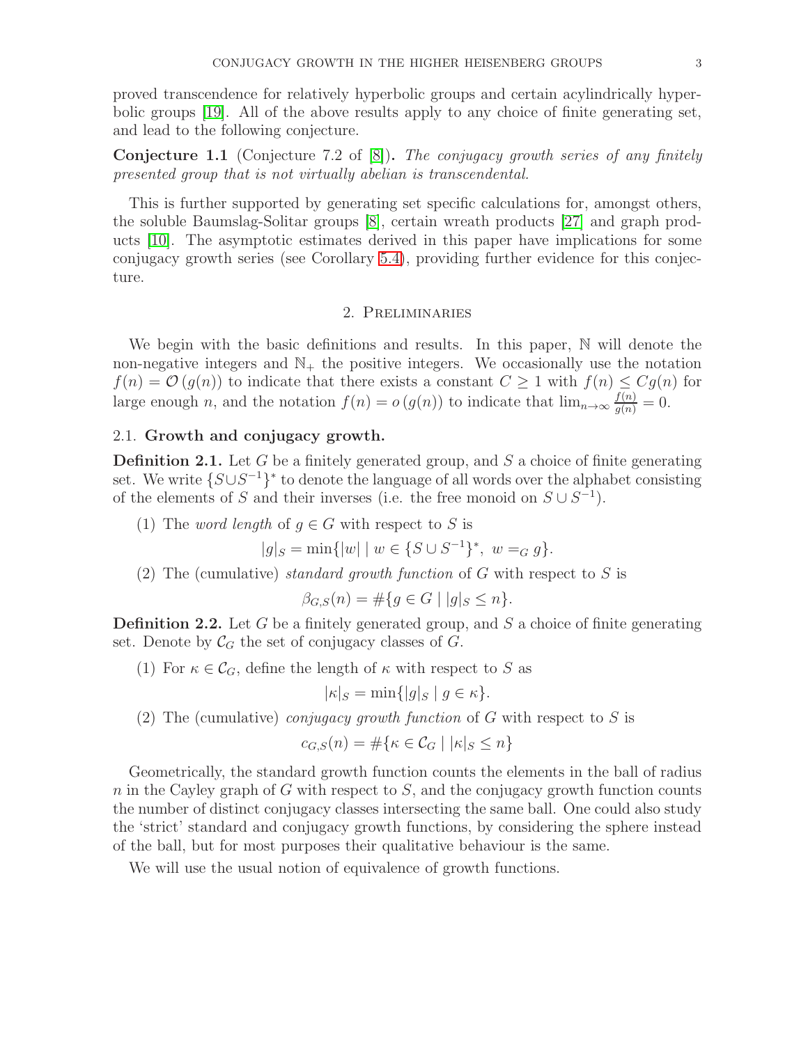proved transcendence for relatively hyperbolic groups and certain acylindrically hyperbolic groups [19]. All of the above results apply to any choice of finite generating set, and lead to the following conjecture.

**Conjecture 1.1** (Conjecture 7.2 of [8])**.** *The conjugacy growth series of any finitely presented group that is not virtually abelian is transcendental.*

This is further supported by generating set specific calculations for, amongst others, the soluble Baumslag-Solitar groups [8], certain wreath products [27] and graph products [10]. The asymptotic estimates derived in this paper have implications for some conjugacy growth series (see Corollary 5.4), providing further evidence for this conjecture.

## 2. Preliminaries

We begin with the basic definitions and results. In this paper, $\mathbb{N}$ will denote the non-negative integers and $\mathbb{N}_+$ the positive integers. We occasionally use the notation $f(n) = \mathcal{O}(g(n))$ to indicate that there exists a constant $C \geq 1$ with $f(n) \leq Cg(n)$ for large enough $n$, and the notation $f(n) = o(g(n))$ to indicate that $\lim_{n\to\infty} \frac{f(n)}{g(n)} = 0$.

### 2.1. Growth and conjugacy growth.

**Definition 2.1.** Let $G$ be a finitely generated group, and $S$ a choice of finite generating set. We write $\{S \cup S^{-1}\}^*$ to denote the language of all words over the alphabet consisting of the elements of $S$ and their inverses (i.e. the free monoid on $S \cup S^{-1}$).

(1) The *word length* of $g \in G$ with respect to $S$ is

$$|g|_S = \min\{|w| \mid w \in \{S \cup S^{-1}\}^*,\ w =_G g\}.$$

(2) The (cumulative) *standard growth function* of $G$ with respect to $S$ is

$$\beta_{G,S}(n) = \#\{g \in G \mid |g|_S \leq n\}.$$

**Definition 2.2.** Let $G$ be a finitely generated group, and $S$ a choice of finite generating set. Denote by $\mathcal{C}_G$ the set of conjugacy classes of $G$.

(1) For $\kappa \in \mathcal{C}_G$, define the length of $\kappa$ with respect to $S$ as

$$|\kappa|_S = \min\{|g|_S \mid g \in \kappa\}.$$

(2) The (cumulative) *conjugacy growth function* of $G$ with respect to $S$ is

$$c_{G,S}(n) = \#\{\kappa \in \mathcal{C}_G \mid |\kappa|_S \leq n\}$$

Geometrically, the standard growth function counts the elements in the ball of radius $n$ in the Cayley graph of $G$ with respect to $S$, and the conjugacy growth function counts the number of distinct conjugacy classes intersecting the same ball. One could also study the 'strict' standard and conjugacy growth functions, by considering the sphere instead of the ball, but for most purposes their qualitative behaviour is the same.

We will use the usual notion of equivalence of growth functions.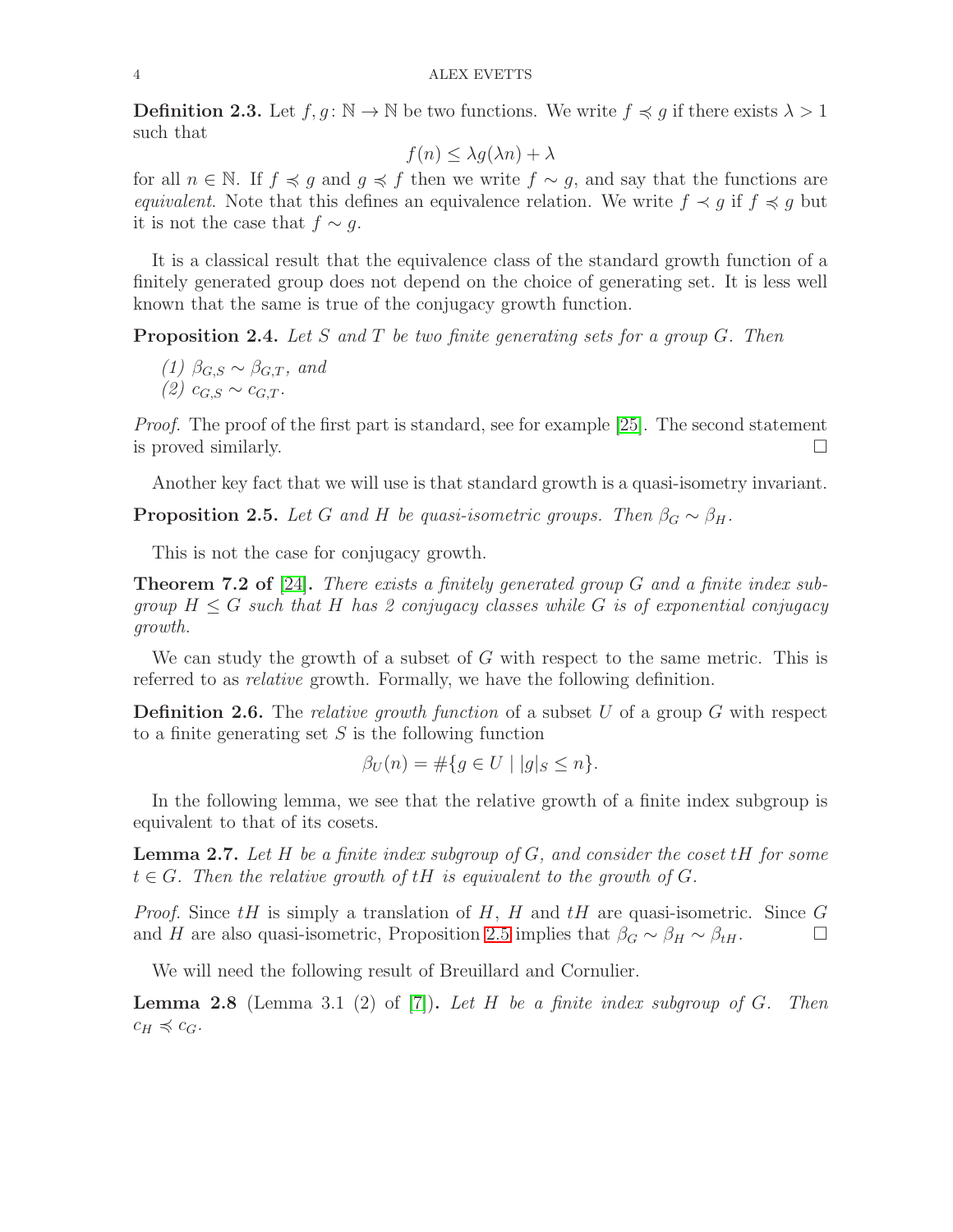**Definition 2.3.** Let $f, g \colon \mathbb{N} \to \mathbb{N}$ be two functions. We write $f \preccurlyeq g$ if there exists $\lambda > 1$ such that

$$f(n) \leq \lambda g(\lambda n) + \lambda$$

for all $n \in \mathbb{N}$. If $f \preccurlyeq g$ and $g \preccurlyeq f$ then we write $f \sim g$, and say that the functions are *equivalent*. Note that this defines an equivalence relation. We write $f \prec g$ if $f \preccurlyeq g$ but it is not the case that $f \sim g$.

It is a classical result that the equivalence class of the standard growth function of a finitely generated group does not depend on the choice of generating set. It is less well known that the same is true of the conjugacy growth function.

**Proposition 2.4.** *Let $S$ and $T$ be two finite generating sets for a group $G$. Then*

*(1) $\beta_{G,S} \sim \beta_{G,T}$, and*
*(2) $c_{G,S} \sim c_{G,T}$.*

*Proof.* The proof of the first part is standard, see for example [25]. The second statement is proved similarly. □

Another key fact that we will use is that standard growth is a quasi-isometry invariant.

**Proposition 2.5.** *Let $G$ and $H$ be quasi-isometric groups. Then $\beta_G \sim \beta_H$.*

This is not the case for conjugacy growth.

**Theorem 7.2 of [24].** *There exists a finitely generated group $G$ and a finite index subgroup $H \leq G$ such that $H$ has 2 conjugacy classes while $G$ is of exponential conjugacy growth.*

We can study the growth of a subset of $G$ with respect to the same metric. This is referred to as *relative* growth. Formally, we have the following definition.

**Definition 2.6.** The *relative growth function* of a subset $U$ of a group $G$ with respect to a finite generating set $S$ is the following function

$$\beta_U(n) = \#\{g \in U \mid |g|_S \leq n\}.$$

In the following lemma, we see that the relative growth of a finite index subgroup is equivalent to that of its cosets.

**Lemma 2.7.** *Let $H$ be a finite index subgroup of $G$, and consider the coset $tH$ for some $t \in G$. Then the relative growth of $tH$ is equivalent to the growth of $G$.*

*Proof.* Since $tH$ is simply a translation of $H$, $H$ and $tH$ are quasi-isometric. Since $G$ and $H$ are also quasi-isometric, Proposition 2.5 implies that $\beta_G \sim \beta_H \sim \beta_{tH}$. □

We will need the following result of Breuillard and Cornulier.

**Lemma 2.8** (Lemma 3.1 (2) of [7]). *Let $H$ be a finite index subgroup of $G$. Then $c_H \preccurlyeq c_G$.*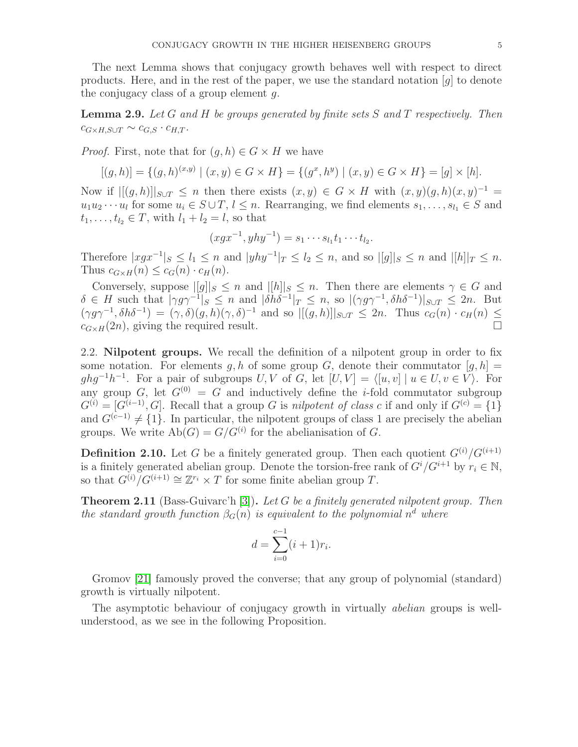The next Lemma shows that conjugacy growth behaves well with respect to direct products. Here, and in the rest of the paper, we use the standard notation $[g]$ to denote the conjugacy class of a group element $g$.

**Lemma 2.9.** *Let $G$ and $H$ be groups generated by finite sets $S$ and $T$ respectively. Then $c_{G\times H, S\cup T} \sim c_{G,S} \cdot c_{H,T}$.*

*Proof.* First, note that for $(g,h) \in G \times H$ we have

$$[(g,h)] = \{(g,h)^{(x,y)} \mid (x,y) \in G \times H\} = \{(g^x, h^y) \mid (x,y) \in G \times H\} = [g] \times [h].$$

Now if $|[(g,h)]|_{S\cup T} \leq n$ then there exists $(x,y) \in G \times H$ with $(x,y)(g,h)(x,y)^{-1} = u_1 u_2 \cdots u_l$ for some $u_i \in S \cup T$, $l \leq n$. Rearranging, we find elements $s_1, \ldots, s_{l_1} \in S$ and $t_1, \ldots, t_{l_2} \in T$, with $l_1 + l_2 = l$, so that

$$(xgx^{-1}, yhy^{-1}) = s_1 \cdots s_{l_1} t_1 \cdots t_{l_2}.$$

Therefore $|xgx^{-1}|_S \leq l_1 \leq n$ and $|yhy^{-1}|_T \leq l_2 \leq n$, and so $|[g]|_S \leq n$ and $|[h]|_T \leq n$. Thus $c_{G\times H}(n) \leq c_G(n) \cdot c_H(n)$.

Conversely, suppose $|[g]|_S \leq n$ and $|[h]|_S \leq n$. Then there are elements $\gamma \in G$ and $\delta \in H$ such that $|\gamma g \gamma^{-1}|_S \leq n$ and $|\delta h \delta^{-1}|_T \leq n$, so $|(\gamma g\gamma^{-1}, \delta h \delta^{-1})|_{S\cup T} \leq 2n$. But $(\gamma g \gamma^{-1}, \delta h \delta^{-1}) = (\gamma, \delta)(g,h)(\gamma,\delta)^{-1}$ and so $|[(g,h)]|_{S\cup T} \leq 2n$. Thus $c_G(n) \cdot c_H(n) \leq c_{G\times H}(2n)$, giving the required result. □

**2.2. Nilpotent groups.** We recall the definition of a nilpotent group in order to fix some notation. For elements $g, h$ of some group $G$, denote their commutator $[g,h] = ghg^{-1}h^{-1}$. For a pair of subgroups $U, V$ of $G$, let $[U,V] = \langle [u,v] \mid u \in U, v \in V\rangle$. For any group $G$, let $G^{(0)} = G$ and inductively define the $i$-fold commutator subgroup $G^{(i)} = [G^{(i-1)}, G]$. Recall that a group $G$ is *nilpotent of class $c$* if and only if $G^{(c)} = \{1\}$ and $G^{(c-1)} \neq \{1\}$. In particular, the nilpotent groups of class 1 are precisely the abelian groups. We write $\mathrm{Ab}(G) = G/G^{(i)}$ for the abelianisation of $G$.

**Definition 2.10.** Let $G$ be a finitely generated group. Then each quotient $G^{(i)}/G^{(i+1)}$ is a finitely generated abelian group. Denote the torsion-free rank of $G^i/G^{i+1}$ by $r_i \in \mathbb{N}$, so that $G^{(i)}/G^{(i+1)} \cong \mathbb{Z}^{r_i} \times T$ for some finite abelian group $T$.

**Theorem 2.11** (Bass-Guivarc'h [3])**.** *Let $G$ be a finitely generated nilpotent group. Then the standard growth function $\beta_G(n)$ is equivalent to the polynomial $n^d$ where*

$$d = \sum_{i=0}^{c-1} (i+1) r_i.$$

Gromov [21] famously proved the converse; that any group of polynomial (standard) growth is virtually nilpotent.

The asymptotic behaviour of conjugacy growth in virtually *abelian* groups is well-understood, as we see in the following Proposition.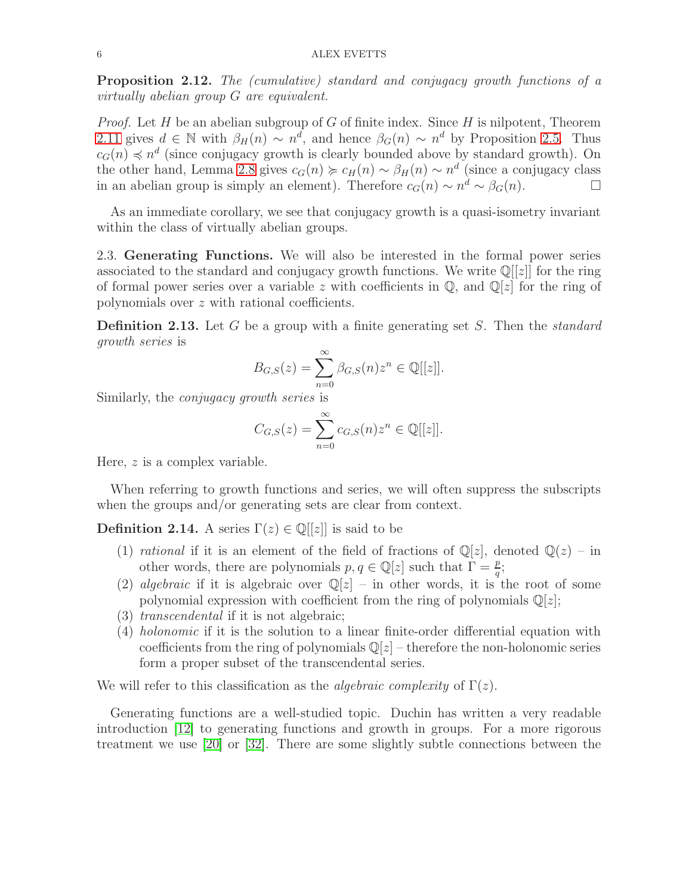**Proposition 2.12.** *The (cumulative) standard and conjugacy growth functions of a virtually abelian group $G$ are equivalent.*

*Proof.* Let $H$ be an abelian subgroup of $G$ of finite index. Since $H$ is nilpotent, Theorem 2.11 gives $d \in \mathbb{N}$ with $\beta_H(n) \sim n^d$, and hence $\beta_G(n) \sim n^d$ by Proposition 2.5. Thus $c_G(n) \preccurlyeq n^d$ (since conjugacy growth is clearly bounded above by standard growth). On the other hand, Lemma 2.8 gives $c_G(n) \succcurlyeq c_H(n) \sim \beta_H(n) \sim n^d$ (since a conjugacy class in an abelian group is simply an element). Therefore $c_G(n) \sim n^d \sim \beta_G(n)$. $\square$

As an immediate corollary, we see that conjugacy growth is a quasi-isometry invariant within the class of virtually abelian groups.

2.3. **Generating Functions.** We will also be interested in the formal power series associated to the standard and conjugacy growth functions. We write $\mathbb{Q}[[z]]$ for the ring of formal power series over a variable $z$ with coefficients in $\mathbb{Q}$, and $\mathbb{Q}[z]$ for the ring of polynomials over $z$ with rational coefficients.

**Definition 2.13.** Let $G$ be a group with a finite generating set $S$. Then the *standard growth series* is

$$B_{G,S}(z) = \sum_{n=0}^{\infty} \beta_{G,S}(n) z^n \in \mathbb{Q}[[z]].$$

Similarly, the *conjugacy growth series* is

$$C_{G,S}(z) = \sum_{n=0}^{\infty} c_{G,S}(n) z^n \in \mathbb{Q}[[z]].$$

Here, $z$ is a complex variable.

When referring to growth functions and series, we will often suppress the subscripts when the groups and/or generating sets are clear from context.

**Definition 2.14.** A series $\Gamma(z) \in \mathbb{Q}[[z]]$ is said to be

1. *rational* if it is an element of the field of fractions of $\mathbb{Q}[z]$, denoted $\mathbb{Q}(z)$ – in other words, there are polynomials $p, q \in \mathbb{Q}[z]$ such that $\Gamma = \frac{p}{q}$;
2. *algebraic* if it is algebraic over $\mathbb{Q}[z]$ – in other words, it is the root of some polynomial expression with coefficient from the ring of polynomials $\mathbb{Q}[z]$;
3. *transcendental* if it is not algebraic;
4. *holonomic* if it is the solution to a linear finite-order differential equation with coefficients from the ring of polynomials $\mathbb{Q}[z]$ – therefore the non-holonomic series form a proper subset of the transcendental series.

We will refer to this classification as the *algebraic complexity* of $\Gamma(z)$.

Generating functions are a well-studied topic. Duchin has written a very readable introduction [12] to generating functions and growth in groups. For a more rigorous treatment we use [20] or [32]. There are some slightly subtle connections between the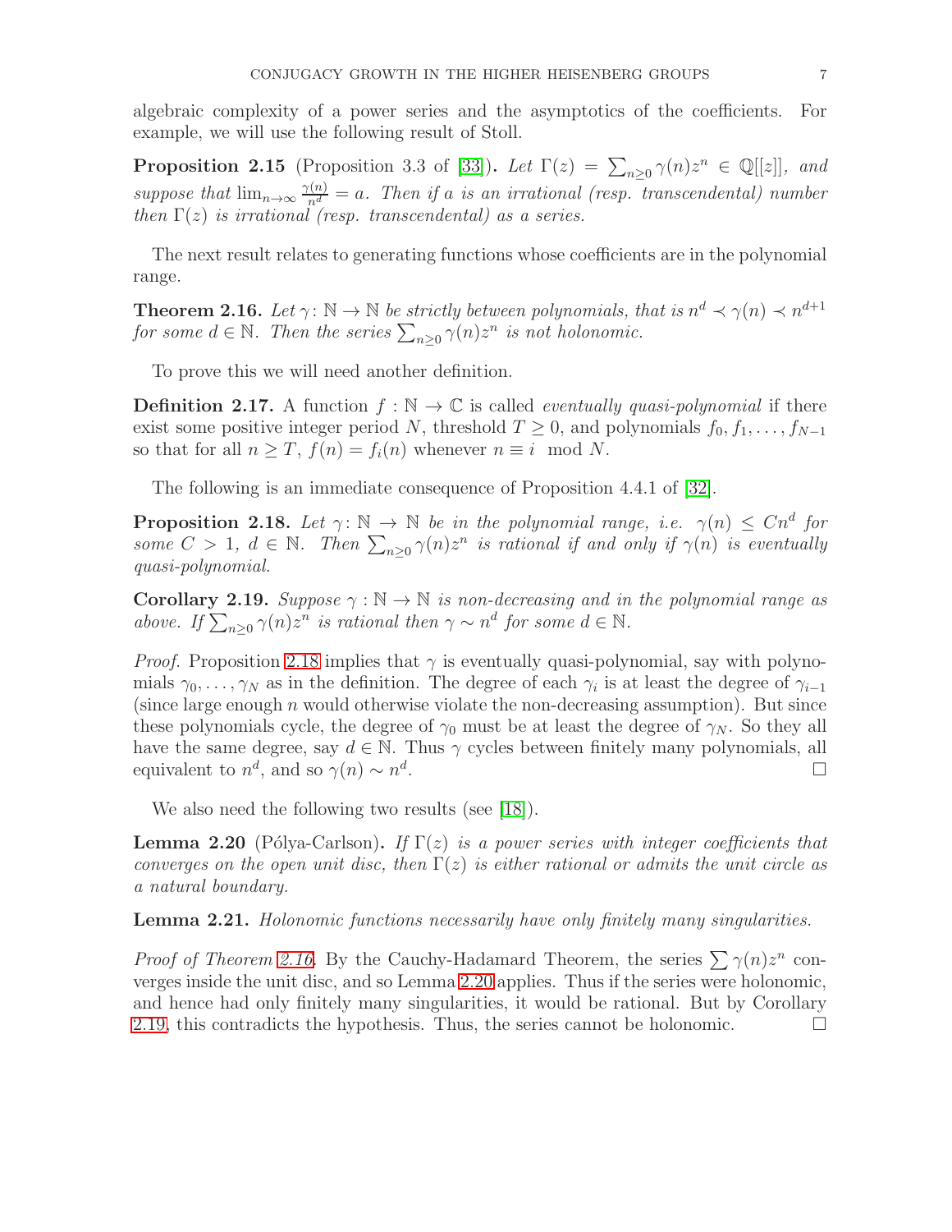algebraic complexity of a power series and the asymptotics of the coefficients. For example, we will use the following result of Stoll.

**Proposition 2.15** (Proposition 3.3 of [33])**.** *Let $\Gamma(z) = \sum_{n\geq 0} \gamma(n) z^n \in \mathbb{Q}[[z]]$, and suppose that $\lim_{n\to\infty} \frac{\gamma(n)}{n^d} = a$. Then if $a$ is an irrational (resp. transcendental) number then $\Gamma(z)$ is irrational (resp. transcendental) as a series.*

The next result relates to generating functions whose coefficients are in the polynomial range.

**Theorem 2.16.** *Let $\gamma\colon \mathbb{N} \to \mathbb{N}$ be strictly between polynomials, that is $n^d \prec \gamma(n) \prec n^{d+1}$ for some $d \in \mathbb{N}$. Then the series $\sum_{n\geq 0} \gamma(n) z^n$ is not holonomic.*

To prove this we will need another definition.

**Definition 2.17.** A function $f : \mathbb{N} \to \mathbb{C}$ is called *eventually quasi-polynomial* if there exist some positive integer period $N$, threshold $T \geq 0$, and polynomials $f_0, f_1, \dots, f_{N-1}$ so that for all $n \geq T$, $f(n) = f_i(n)$ whenever $n \equiv i \mod N$.

The following is an immediate consequence of Proposition 4.4.1 of [32].

**Proposition 2.18.** *Let $\gamma\colon \mathbb{N} \to \mathbb{N}$ be in the polynomial range, i.e. $\gamma(n) \leq Cn^d$ for some $C > 1$, $d \in \mathbb{N}$. Then $\sum_{n\geq 0} \gamma(n) z^n$ is rational if and only if $\gamma(n)$ is eventually quasi-polynomial.*

**Corollary 2.19.** *Suppose $\gamma : \mathbb{N} \to \mathbb{N}$ is non-decreasing and in the polynomial range as above. If $\sum_{n\geq 0} \gamma(n) z^n$ is rational then $\gamma \sim n^d$ for some $d \in \mathbb{N}$.*

*Proof.* Proposition 2.18 implies that $\gamma$ is eventually quasi-polynomial, say with polynomials $\gamma_0, \dots, \gamma_N$ as in the definition. The degree of each $\gamma_i$ is at least the degree of $\gamma_{i-1}$ (since large enough $n$ would otherwise violate the non-decreasing assumption). But since these polynomials cycle, the degree of $\gamma_0$ must be at least the degree of $\gamma_N$. So they all have the same degree, say $d \in \mathbb{N}$. Thus $\gamma$ cycles between finitely many polynomials, all equivalent to $n^d$, and so $\gamma(n) \sim n^d$. □

We also need the following two results (see [18]).

**Lemma 2.20** (Pólya-Carlson)**.** *If $\Gamma(z)$ is a power series with integer coefficients that converges on the open unit disc, then $\Gamma(z)$ is either rational or admits the unit circle as a natural boundary.*

**Lemma 2.21.** *Holonomic functions necessarily have only finitely many singularities.*

*Proof of Theorem 2.16.* By the Cauchy-Hadamard Theorem, the series $\sum \gamma(n) z^n$ converges inside the unit disc, and so Lemma 2.20 applies. Thus if the series were holonomic, and hence had only finitely many singularities, it would be rational. But by Corollary 2.19, this contradicts the hypothesis. Thus, the series cannot be holonomic. □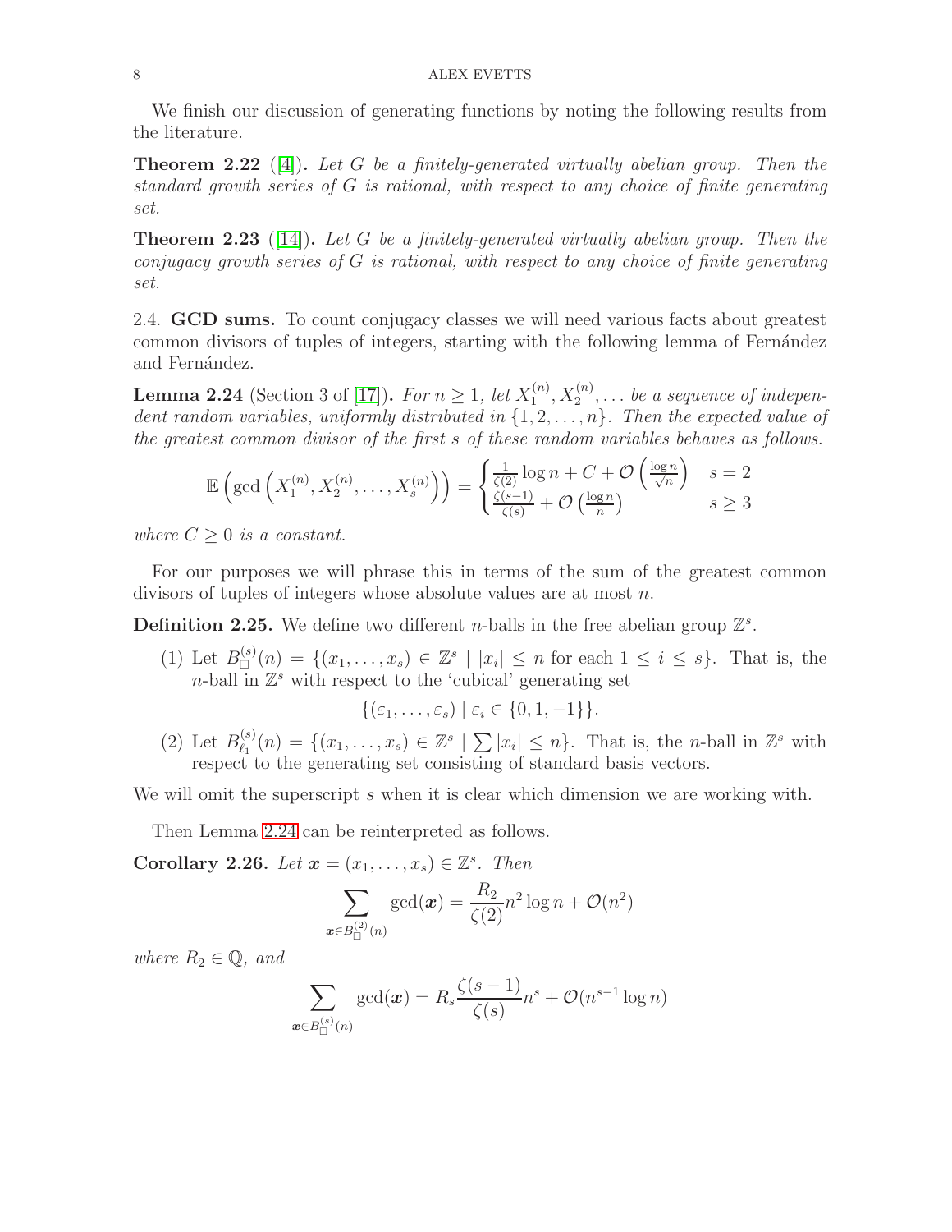We finish our discussion of generating functions by noting the following results from the literature.

**Theorem 2.22** ([4])**.** *Let $G$ be a finitely-generated virtually abelian group. Then the standard growth series of $G$ is rational, with respect to any choice of finite generating set.*

**Theorem 2.23** ([14])**.** *Let $G$ be a finitely-generated virtually abelian group. Then the conjugacy growth series of $G$ is rational, with respect to any choice of finite generating set.*

### 2.4. GCD sums.

To count conjugacy classes we will need various facts about greatest common divisors of tuples of integers, starting with the following lemma of Fernández and Fernández.

**Lemma 2.24** (Section 3 of [17])**.** *For $n \geq 1$, let $X_1^{(n)}, X_2^{(n)}, \dots$ be a sequence of independent random variables, uniformly distributed in $\{1, 2, \dots, n\}$. Then the expected value of the greatest common divisor of the first $s$ of these random variables behaves as follows.*

$$\mathbb{E}\left(\gcd\left(X_1^{(n)}, X_2^{(n)}, \dots, X_s^{(n)}\right)\right) = \begin{cases} \frac{1}{\zeta(2)} \log n + C + \mathcal{O}\left(\frac{\log n}{\sqrt{n}}\right) & s = 2 \\ \frac{\zeta(s-1)}{\zeta(s)} + \mathcal{O}\left(\frac{\log n}{n}\right) & s \geq 3 \end{cases}$$

*where $C \geq 0$ is a constant.*

For our purposes we will phrase this in terms of the sum of the greatest common divisors of tuples of integers whose absolute values are at most $n$.

**Definition 2.25.** We define two different $n$-balls in the free abelian group $\mathbb{Z}^s$.

(1) Let $B_{\square}^{(s)}(n) = \{(x_1, \dots, x_s) \in \mathbb{Z}^s \mid |x_i| \leq n \text{ for each } 1 \leq i \leq s\}$. That is, the $n$-ball in $\mathbb{Z}^s$ with respect to the 'cubical' generating set

$$\{(\varepsilon_1, \dots, \varepsilon_s) \mid \varepsilon_i \in \{0, 1, -1\}\}.$$

(2) Let $B_{\ell_1}^{(s)}(n) = \{(x_1, \dots, x_s) \in \mathbb{Z}^s \mid \sum |x_i| \leq n\}$. That is, the $n$-ball in $\mathbb{Z}^s$ with respect to the generating set consisting of standard basis vectors.

We will omit the superscript $s$ when it is clear which dimension we are working with.

Then Lemma 2.24 can be reinterpreted as follows.

**Corollary 2.26.** *Let $\boldsymbol{x} = (x_1, \dots, x_s) \in \mathbb{Z}^s$. Then*

$$\sum_{\boldsymbol{x} \in B_{\square}^{(2)}(n)} \gcd(\boldsymbol{x}) = \frac{R_2}{\zeta(2)} n^2 \log n + \mathcal{O}(n^2)$$

*where $R_2 \in \mathbb{Q}$, and*

$$\sum_{\boldsymbol{x} \in B_{\square}^{(s)}(n)} \gcd(\boldsymbol{x}) = R_s \frac{\zeta(s-1)}{\zeta(s)} n^s + \mathcal{O}(n^{s-1} \log n)$$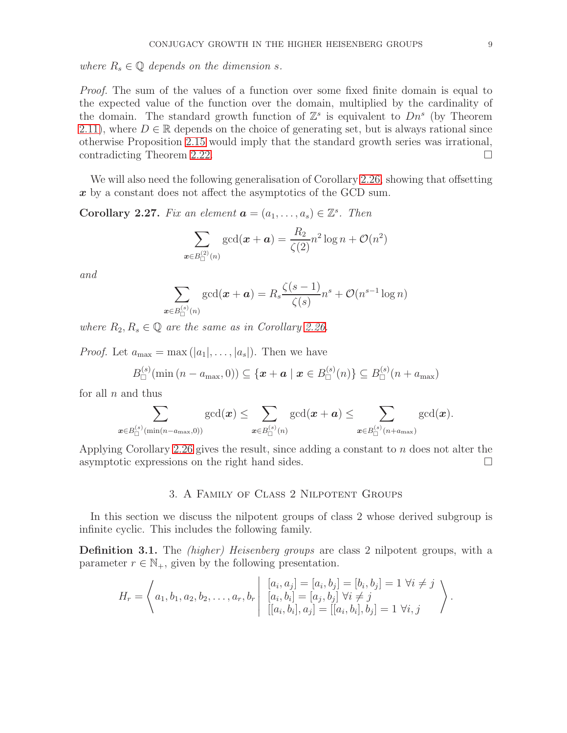*where $R_s \in \mathbb{Q}$ depends on the dimension $s$.*

*Proof.* The sum of the values of a function over some fixed finite domain is equal to the expected value of the function over the domain, multiplied by the cardinality of the domain. The standard growth function of $\mathbb{Z}^s$ is equivalent to $Dn^s$ (by Theorem 2.11), where $D \in \mathbb{R}$ depends on the choice of generating set, but is always rational since otherwise Proposition 2.15 would imply that the standard growth series was irrational, contradicting Theorem 2.22. □

We will also need the following generalisation of Corollary 2.26, showing that offsetting $\boldsymbol{x}$ by a constant does not affect the asymptotics of the GCD sum.

**Corollary 2.27.** *Fix an element $\boldsymbol{a} = (a_1, \ldots, a_s) \in \mathbb{Z}^s$. Then*

$$\sum_{\boldsymbol{x} \in B_\square^{(2)}(n)} \gcd(\boldsymbol{x} + \boldsymbol{a}) = \frac{R_2}{\zeta(2)} n^2 \log n + \mathcal{O}(n^2)$$

*and*

$$\sum_{\boldsymbol{x} \in B_\square^{(s)}(n)} \gcd(\boldsymbol{x} + \boldsymbol{a}) = R_s \frac{\zeta(s-1)}{\zeta(s)} n^s + \mathcal{O}(n^{s-1} \log n)$$

*where $R_2, R_s \in \mathbb{Q}$ are the same as in Corollary 2.26.*

*Proof.* Let $a_{\max} = \max(|a_1|, \ldots, |a_s|)$. Then we have

$$B_\square^{(s)}(\min(n - a_{\max}, 0)) \subseteq \{\boldsymbol{x} + \boldsymbol{a} \mid \boldsymbol{x} \in B_\square^{(s)}(n)\} \subseteq B_\square^{(s)}(n + a_{\max})$$

for all $n$ and thus

$$\sum_{\boldsymbol{x} \in B_\square^{(s)}(\min(n - a_{\max}, 0))} \gcd(\boldsymbol{x}) \leq \sum_{\boldsymbol{x} \in B_\square^{(s)}(n)} \gcd(\boldsymbol{x} + \boldsymbol{a}) \leq \sum_{\boldsymbol{x} \in B_\square^{(s)}(n + a_{\max})} \gcd(\boldsymbol{x}).$$

Applying Corollary 2.26 gives the result, since adding a constant to $n$ does not alter the asymptotic expressions on the right hand sides. □

## 3. A Family of Class 2 Nilpotent Groups

In this section we discuss the nilpotent groups of class 2 whose derived subgroup is infinite cyclic. This includes the following family.

**Definition 3.1.** The *(higher) Heisenberg groups* are class 2 nilpotent groups, with a parameter $r \in \mathbb{N}_+$, given by the following presentation.

$$H_r = \left\langle a_1, b_1, a_2, b_2, \ldots, a_r, b_r \;\middle|\; \begin{array}{l} [a_i, a_j] = [a_i, b_j] = [b_i, b_j] = 1 \ \forall i \neq j \\ [a_i, b_i] = [a_j, b_j] \ \forall i \neq j \\ [[a_i, b_i], a_j] = [[a_i, b_i], b_j] = 1 \ \forall i, j \end{array} \right\rangle.$$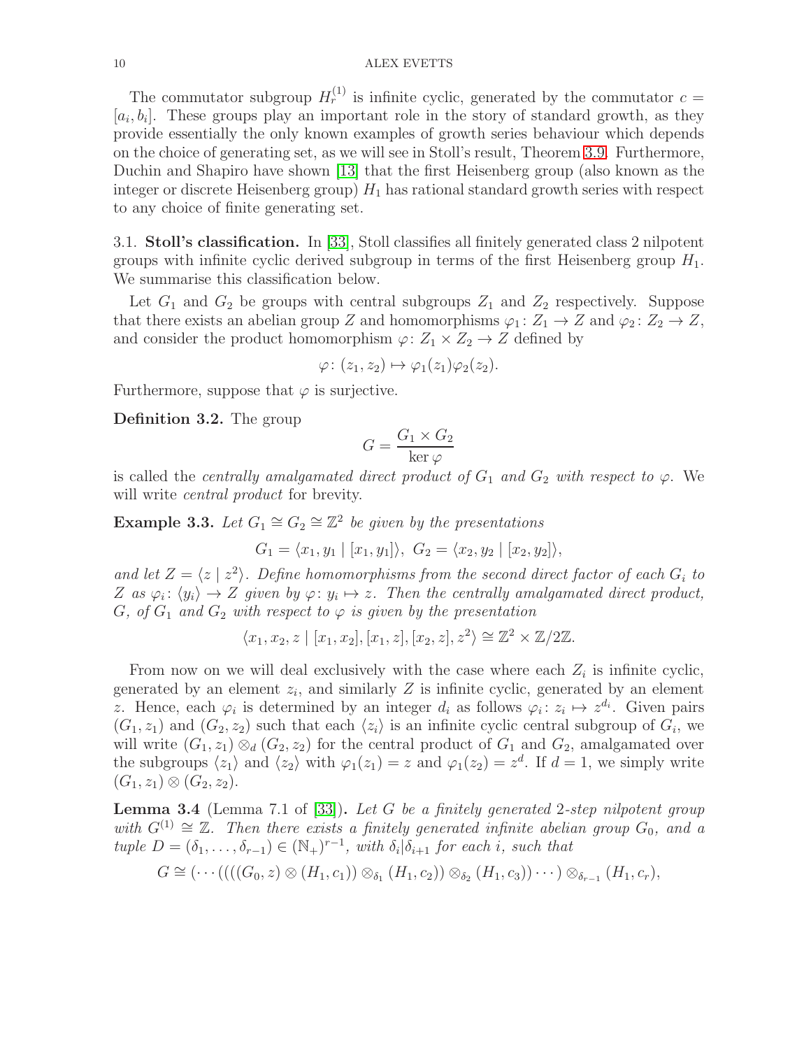The commutator subgroup $H_r^{(1)}$ is infinite cyclic, generated by the commutator $c = [a_i, b_i]$. These groups play an important role in the story of standard growth, as they provide essentially the only known examples of growth series behaviour which depends on the choice of generating set, as we will see in Stoll's result, Theorem 3.9. Furthermore, Duchin and Shapiro have shown [13] that the first Heisenberg group (also known as the integer or discrete Heisenberg group) $H_1$ has rational standard growth series with respect to any choice of finite generating set.

3.1. **Stoll's classification.** In [33], Stoll classifies all finitely generated class 2 nilpotent groups with infinite cyclic derived subgroup in terms of the first Heisenberg group $H_1$. We summarise this classification below.

Let $G_1$ and $G_2$ be groups with central subgroups $Z_1$ and $Z_2$ respectively. Suppose that there exists an abelian group $Z$ and homomorphisms $\varphi_1 \colon Z_1 \to Z$ and $\varphi_2 \colon Z_2 \to Z$, and consider the product homomorphism $\varphi \colon Z_1 \times Z_2 \to Z$ defined by

$$\varphi \colon (z_1, z_2) \mapsto \varphi_1(z_1)\varphi_2(z_2).$$

Furthermore, suppose that $\varphi$ is surjective.

**Definition 3.2.** The group

$$G = \frac{G_1 \times G_2}{\ker \varphi}$$

is called the *centrally amalgamated direct product of $G_1$ and $G_2$ with respect to $\varphi$*. We will write *central product* for brevity.

**Example 3.3.** *Let $G_1 \cong G_2 \cong \mathbb{Z}^2$ be given by the presentations*

$$G_1 = \langle x_1, y_1 \mid [x_1, y_1] \rangle, \ G_2 = \langle x_2, y_2 \mid [x_2, y_2] \rangle,$$

*and let $Z = \langle z \mid z^2 \rangle$. Define homomorphisms from the second direct factor of each $G_i$ to $Z$ as $\varphi_i \colon \langle y_i \rangle \to Z$ given by $\varphi \colon y_i \mapsto z$. Then the centrally amalgamated direct product, $G$, of $G_1$ and $G_2$ with respect to $\varphi$ is given by the presentation*

$$\langle x_1, x_2, z \mid [x_1, x_2], [x_1, z], [x_2, z], z^2 \rangle \cong \mathbb{Z}^2 \times \mathbb{Z}/2\mathbb{Z}.$$

From now on we will deal exclusively with the case where each $Z_i$ is infinite cyclic, generated by an element $z_i$, and similarly $Z$ is infinite cyclic, generated by an element $z$. Hence, each $\varphi_i$ is determined by an integer $d_i$ as follows $\varphi_i \colon z_i \mapsto z^{d_i}$. Given pairs $(G_1, z_1)$ and $(G_2, z_2)$ such that each $\langle z_i \rangle$ is an infinite cyclic central subgroup of $G_i$, we will write $(G_1, z_1) \otimes_d (G_2, z_2)$ for the central product of $G_1$ and $G_2$, amalgamated over the subgroups $\langle z_1 \rangle$ and $\langle z_2 \rangle$ with $\varphi_1(z_1) = z$ and $\varphi_1(z_2) = z^d$. If $d = 1$, we simply write $(G_1, z_1) \otimes (G_2, z_2)$.

**Lemma 3.4** (Lemma 7.1 of [33])**.** *Let $G$ be a finitely generated 2-step nilpotent group with $G^{(1)} \cong \mathbb{Z}$. Then there exists a finitely generated infinite abelian group $G_0$, and a tuple $D = (\delta_1, \ldots, \delta_{r-1}) \in (\mathbb{N}_+)^{r-1}$, with $\delta_i | \delta_{i+1}$ for each $i$, such that*

$$G \cong (\cdots ((((G_0, z) \otimes (H_1, c_1)) \otimes_{\delta_1} (H_1, c_2)) \otimes_{\delta_2} (H_1, c_3)) \cdots) \otimes_{\delta_{r-1}} (H_1, c_r),$$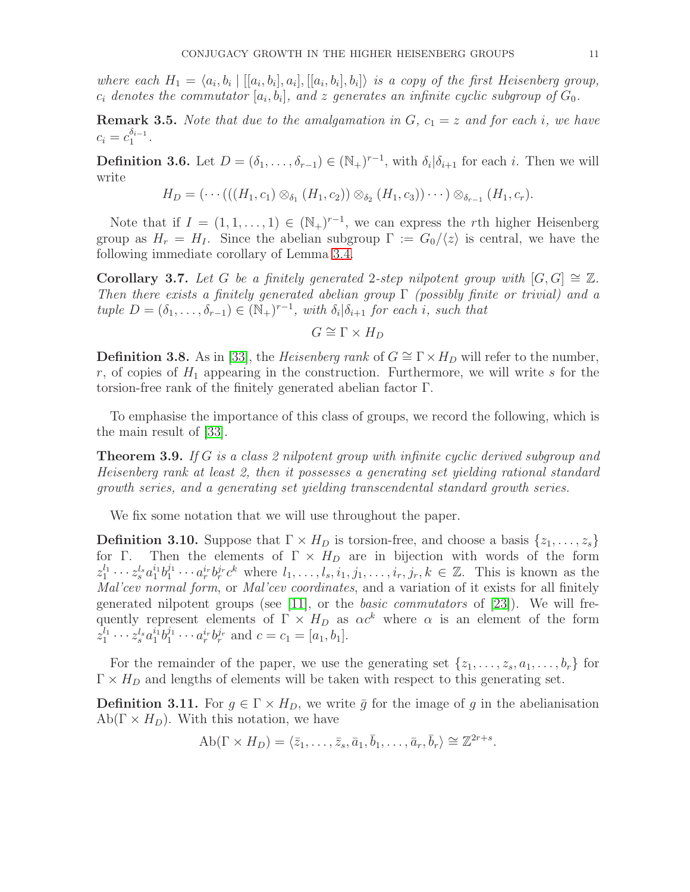*where each $H_1 = \langle a_i, b_i \mid [[a_i, b_i], a_i], [[a_i, b_i], b_i]\rangle$ is a copy of the first Heisenberg group, $c_i$ denotes the commutator $[a_i, b_i]$, and $z$ generates an infinite cyclic subgroup of $G_0$.*

**Remark 3.5.** *Note that due to the amalgamation in $G$, $c_1 = z$ and for each $i$, we have $c_i = c_1^{\delta_{i-1}}$.*

**Definition 3.6.** Let $D = (\delta_1, \ldots, \delta_{r-1}) \in (\mathbb{N}_+)^{r-1}$, with $\delta_i | \delta_{i+1}$ for each $i$. Then we will write

$$H_D = (\cdots(((H_1, c_1) \otimes_{\delta_1} (H_1, c_2)) \otimes_{\delta_2} (H_1, c_3))\cdots) \otimes_{\delta_{r-1}} (H_1, c_r).$$

Note that if $I = (1, 1, \ldots, 1) \in (\mathbb{N}_+)^{r-1}$, we can express the $r$th higher Heisenberg group as $H_r = H_I$. Since the abelian subgroup $\Gamma := G_0/\langle z\rangle$ is central, we have the following immediate corollary of Lemma 3.4.

**Corollary 3.7.** *Let $G$ be a finitely generated 2-step nilpotent group with $[G, G] \cong \mathbb{Z}$. Then there exists a finitely generated abelian group $\Gamma$ (possibly finite or trivial) and a tuple $D = (\delta_1, \ldots, \delta_{r-1}) \in (\mathbb{N}_+)^{r-1}$, with $\delta_i | \delta_{i+1}$ for each $i$, such that*

$$G \cong \Gamma \times H_D$$

**Definition 3.8.** As in [33], the *Heisenberg rank* of $G \cong \Gamma \times H_D$ will refer to the number, $r$, of copies of $H_1$ appearing in the construction. Furthermore, we will write $s$ for the torsion-free rank of the finitely generated abelian factor $\Gamma$.

To emphasise the importance of this class of groups, we record the following, which is the main result of [33].

**Theorem 3.9.** *If $G$ is a class 2 nilpotent group with infinite cyclic derived subgroup and Heisenberg rank at least 2, then it possesses a generating set yielding rational standard growth series, and a generating set yielding transcendental standard growth series.*

We fix some notation that we will use throughout the paper.

**Definition 3.10.** Suppose that $\Gamma \times H_D$ is torsion-free, and choose a basis $\{z_1, \ldots, z_s\}$ for $\Gamma$. Then the elements of $\Gamma \times H_D$ are in bijection with words of the form $z_1^{l_1} \cdots z_s^{l_s} a_1^{i_1} b_1^{j_1} \cdots a_r^{i_r} b_r^{j_r} c^k$ where $l_1, \ldots, l_s, i_1, j_1, \ldots, i_r, j_r, k \in \mathbb{Z}$. This is known as the *Mal'cev normal form*, or *Mal'cev coordinates*, and a variation of it exists for all finitely generated nilpotent groups (see [11], or the *basic commutators* of [23]). We will frequently represent elements of $\Gamma \times H_D$ as $\alpha c^k$ where $\alpha$ is an element of the form $z_1^{l_1} \cdots z_s^{l_s} a_1^{i_1} b_1^{j_1} \cdots a_r^{i_r} b_r^{j_r}$ and $c = c_1 = [a_1, b_1]$.

For the remainder of the paper, we use the generating set $\{z_1, \ldots, z_s, a_1, \ldots, b_r\}$ for $\Gamma \times H_D$ and lengths of elements will be taken with respect to this generating set.

**Definition 3.11.** For $g \in \Gamma \times H_D$, we write $\bar{g}$ for the image of $g$ in the abelianisation $\mathrm{Ab}(\Gamma \times H_D)$. With this notation, we have

$$\mathrm{Ab}(\Gamma \times H_D) = \langle \bar{z}_1, \ldots, \bar{z}_s, \bar{a}_1, \bar{b}_1, \ldots, \bar{a}_r, \bar{b}_r\rangle \cong \mathbb{Z}^{2r+s}.$$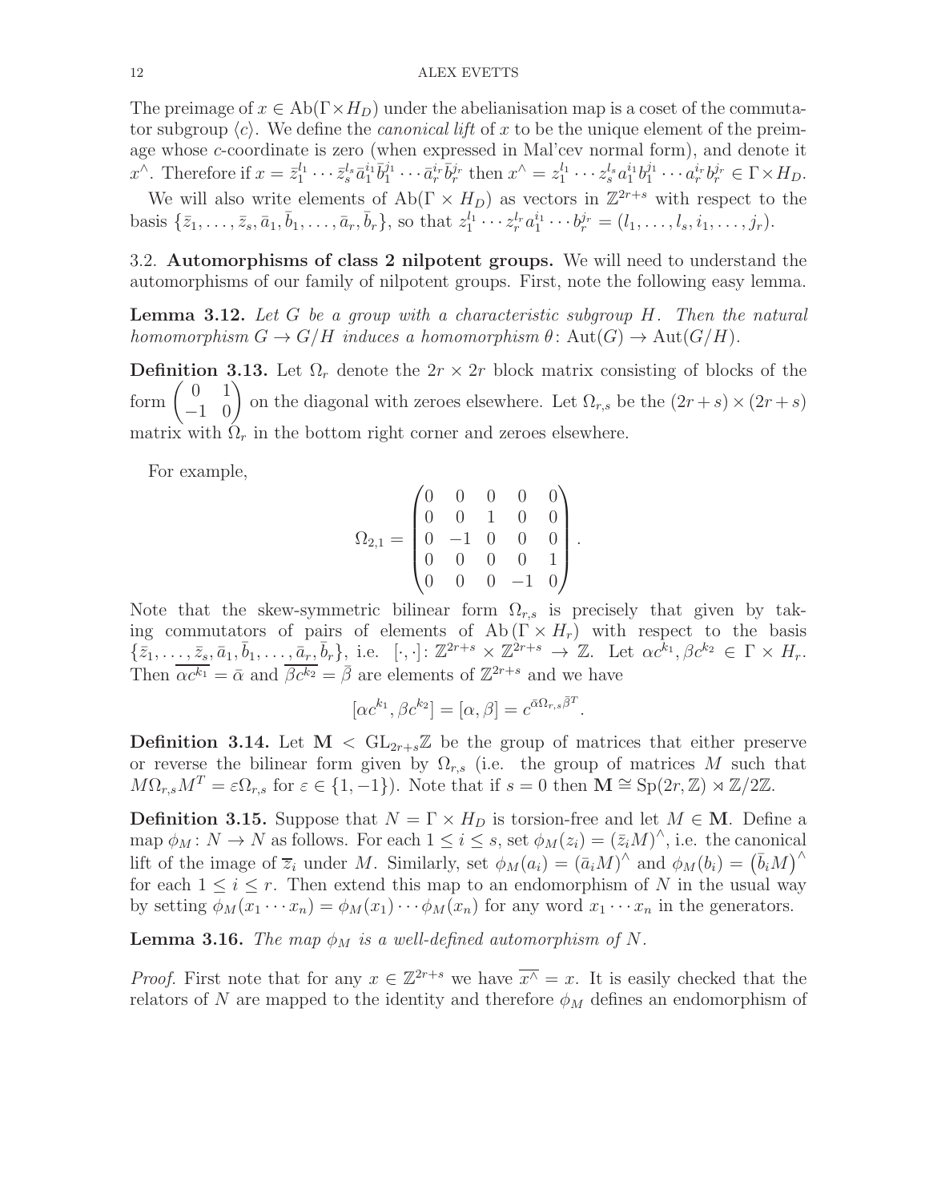The preimage of $x \in \mathrm{Ab}(\Gamma \times H_D)$ under the abelianisation map is a coset of the commutator subgroup $\langle c \rangle$. We define the *canonical lift* of $x$ to be the unique element of the preimage whose $c$-coordinate is zero (when expressed in Mal'cev normal form), and denote it $x^\wedge$. Therefore if $x = \bar{z}_1^{l_1} \cdots \bar{z}_s^{l_s} \bar{a}_1^{i_1} \bar{b}_1^{j_1} \cdots \bar{a}_r^{i_r} \bar{b}_r^{j_r}$ then $x^\wedge = z_1^{l_1} \cdots z_s^{l_s} a_1^{i_1} b_1^{j_1} \cdots a_r^{i_r} b_r^{j_r} \in \Gamma \times H_D$.

We will also write elements of $\mathrm{Ab}(\Gamma \times H_D)$ as vectors in $\mathbb{Z}^{2r+s}$ with respect to the basis $\{\bar{z}_1, \ldots, \bar{z}_s, \bar{a}_1, \bar{b}_1, \ldots, \bar{a}_r, \bar{b}_r\}$, so that $z_1^{l_1} \cdots z_r^{l_r} a_1^{i_1} \cdots b_r^{j_r} = (l_1, \ldots, l_s, i_1, \ldots, j_r)$.

## 3.2. Automorphisms of class 2 nilpotent groups.

We will need to understand the automorphisms of our family of nilpotent groups. First, note the following easy lemma.

**Lemma 3.12.** *Let $G$ be a group with a characteristic subgroup $H$. Then the natural homomorphism $G \to G/H$ induces a homomorphism $\theta \colon \mathrm{Aut}(G) \to \mathrm{Aut}(G/H)$.*

**Definition 3.13.** Let $\Omega_r$ denote the $2r \times 2r$ block matrix consisting of blocks of the form $\begin{pmatrix} 0 & 1 \\ -1 & 0 \end{pmatrix}$ on the diagonal with zeroes elsewhere. Let $\Omega_{r,s}$ be the $(2r+s) \times (2r+s)$ matrix with $\Omega_r$ in the bottom right corner and zeroes elsewhere.

For example,

$$\Omega_{2,1} = \begin{pmatrix} 0 & 0 & 0 & 0 & 0 \\ 0 & 0 & 1 & 0 & 0 \\ 0 & -1 & 0 & 0 & 0 \\ 0 & 0 & 0 & 0 & 1 \\ 0 & 0 & 0 & -1 & 0 \end{pmatrix}.$$

Note that the skew-symmetric bilinear form $\Omega_{r,s}$ is precisely that given by taking commutators of pairs of elements of $\mathrm{Ab}(\Gamma \times H_r)$ with respect to the basis $\{\bar{z}_1, \ldots, \bar{z}_s, \bar{a}_1, \bar{b}_1, \ldots, \bar{a}_r, \bar{b}_r\}$, i.e. $[\cdot, \cdot] \colon \mathbb{Z}^{2r+s} \times \mathbb{Z}^{2r+s} \to \mathbb{Z}$. Let $\alpha c^{k_1}, \beta c^{k_2} \in \Gamma \times H_r$. Then $\overline{\alpha c^{k_1}} = \bar{\alpha}$ and $\overline{\beta c^{k_2}} = \bar{\beta}$ are elements of $\mathbb{Z}^{2r+s}$ and we have

$$[\alpha c^{k_1}, \beta c^{k_2}] = [\alpha, \beta] = c^{\bar{\alpha} \Omega_{r,s} \bar{\beta}^T}.$$

**Definition 3.14.** Let $\mathbf{M} < \mathrm{GL}_{2r+s}\mathbb{Z}$ be the group of matrices that either preserve or reverse the bilinear form given by $\Omega_{r,s}$ (i.e. the group of matrices $M$ such that $M \Omega_{r,s} M^T = \varepsilon \Omega_{r,s}$ for $\varepsilon \in \{1, -1\}$). Note that if $s = 0$ then $\mathbf{M} \cong \mathrm{Sp}(2r, \mathbb{Z}) \rtimes \mathbb{Z}/2\mathbb{Z}$.

**Definition 3.15.** Suppose that $N = \Gamma \times H_D$ is torsion-free and let $M \in \mathbf{M}$. Define a map $\phi_M \colon N \to N$ as follows. For each $1 \leq i \leq s$, set $\phi_M(z_i) = (\bar{z}_i M)^\wedge$, i.e. the canonical lift of the image of $\overline{z}_i$ under $M$. Similarly, set $\phi_M(a_i) = (\bar{a}_i M)^\wedge$ and $\phi_M(b_i) = (\bar{b}_i M)^\wedge$ for each $1 \leq i \leq r$. Then extend this map to an endomorphism of $N$ in the usual way by setting $\phi_M(x_1 \cdots x_n) = \phi_M(x_1) \cdots \phi_M(x_n)$ for any word $x_1 \cdots x_n$ in the generators.

**Lemma 3.16.** *The map $\phi_M$ is a well-defined automorphism of $N$.*

*Proof.* First note that for any $x \in \mathbb{Z}^{2r+s}$ we have $\overline{x^\wedge} = x$. It is easily checked that the relators of $N$ are mapped to the identity and therefore $\phi_M$ defines an endomorphism of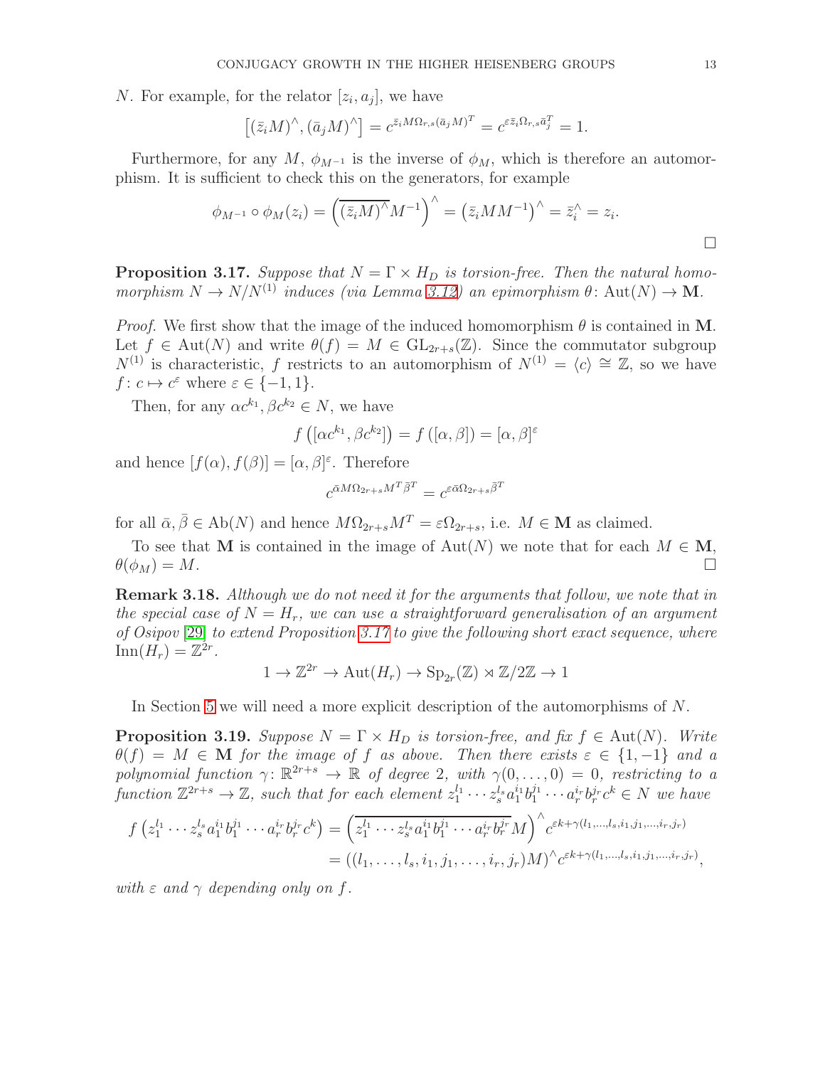$N$. For example, for the relator $[z_i, a_j]$, we have

$$\left[(\bar{z}_i M)^\wedge, (\bar{a}_j M)^\wedge\right] = c^{\bar{z}_i M \Omega_{r,s} (\bar{a}_j M)^T} = c^{\varepsilon \bar{z}_i \Omega_{r,s} \bar{a}_j^T} = 1.$$

Furthermore, for any $M$, $\phi_{M^{-1}}$ is the inverse of $\phi_M$, which is therefore an automorphism. It is sufficient to check this on the generators, for example

$$\phi_{M^{-1}} \circ \phi_M(z_i) = \left(\overline{(\bar{z}_i M)^\wedge} M^{-1}\right)^\wedge = \left(\bar{z}_i M M^{-1}\right)^\wedge = \bar{z}_i^\wedge = z_i.$$

□

**Proposition 3.17.** *Suppose that $N = \Gamma \times H_D$ is torsion-free. Then the natural homomorphism $N \to N/N^{(1)}$ induces (via Lemma 3.12) an epimorphism $\theta\colon \operatorname{Aut}(N) \to \mathbf{M}$.*

*Proof.* We first show that the image of the induced homomorphism $\theta$ is contained in $\mathbf{M}$. Let $f \in \operatorname{Aut}(N)$ and write $\theta(f) = M \in \operatorname{GL}_{2r+s}(\mathbb{Z})$. Since the commutator subgroup $N^{(1)}$ is characteristic, $f$ restricts to an automorphism of $N^{(1)} = \langle c \rangle \cong \mathbb{Z}$, so we have $f\colon c \mapsto c^\varepsilon$ where $\varepsilon \in \{-1, 1\}$.

Then, for any $\alpha c^{k_1}, \beta c^{k_2} \in N$, we have

$$f\left([\alpha c^{k_1}, \beta c^{k_2}]\right) = f\left([\alpha, \beta]\right) = [\alpha, \beta]^\varepsilon$$

and hence $[f(\alpha), f(\beta)] = [\alpha, \beta]^\varepsilon$. Therefore

$$c^{\bar{\alpha} M \Omega_{2r+s} M^T \bar{\beta}^T} = c^{\varepsilon \bar{\alpha} \Omega_{2r+s} \bar{\beta}^T}$$

for all $\bar{\alpha}, \bar{\beta} \in \operatorname{Ab}(N)$ and hence $M \Omega_{2r+s} M^T = \varepsilon \Omega_{2r+s}$, i.e. $M \in \mathbf{M}$ as claimed.

To see that $\mathbf{M}$ is contained in the image of $\operatorname{Aut}(N)$ we note that for each $M \in \mathbf{M}$, $\theta(\phi_M) = M$. □

**Remark 3.18.** *Although we do not need it for the arguments that follow, we note that in the special case of $N = H_r$, we can use a straightforward generalisation of an argument of Osipov [29] to extend Proposition 3.17 to give the following short exact sequence, where $\operatorname{Inn}(H_r) = \mathbb{Z}^{2r}$.*

$$1 \to \mathbb{Z}^{2r} \to \operatorname{Aut}(H_r) \to \operatorname{Sp}_{2r}(\mathbb{Z}) \rtimes \mathbb{Z}/2\mathbb{Z} \to 1$$

In Section 5 we will need a more explicit description of the automorphisms of $N$.

**Proposition 3.19.** *Suppose $N = \Gamma \times H_D$ is torsion-free, and fix $f \in \operatorname{Aut}(N)$. Write $\theta(f) = M \in \mathbf{M}$ for the image of $f$ as above. Then there exists $\varepsilon \in \{1, -1\}$ and a polynomial function $\gamma\colon \mathbb{R}^{2r+s} \to \mathbb{R}$ of degree 2, with $\gamma(0, \ldots, 0) = 0$, restricting to a function $\mathbb{Z}^{2r+s} \to \mathbb{Z}$, such that for each element $z_1^{l_1} \cdots z_s^{l_s} a_1^{i_1} b_1^{j_1} \cdots a_r^{i_r} b_r^{j_r} c^k \in N$ we have*

$$\begin{aligned} f\left(z_1^{l_1} \cdots z_s^{l_s} a_1^{i_1} b_1^{j_1} \cdots a_r^{i_r} b_r^{j_r} c^k\right) &= \left(\overline{z_1^{l_1} \cdots z_s^{l_s} a_1^{i_1} b_1^{j_1} \cdots a_r^{i_r} b_r^{j_r}} M\right)^\wedge c^{\varepsilon k + \gamma(l_1, \ldots, l_s, i_1, j_1, \ldots, i_r, j_r)} \\ &= ((l_1, \ldots, l_s, i_1, j_1, \ldots, i_r, j_r) M)^\wedge c^{\varepsilon k + \gamma(l_1, \ldots, l_s, i_1, j_1, \ldots, i_r, j_r)}, \end{aligned}$$

*with $\varepsilon$ and $\gamma$ depending only on $f$.*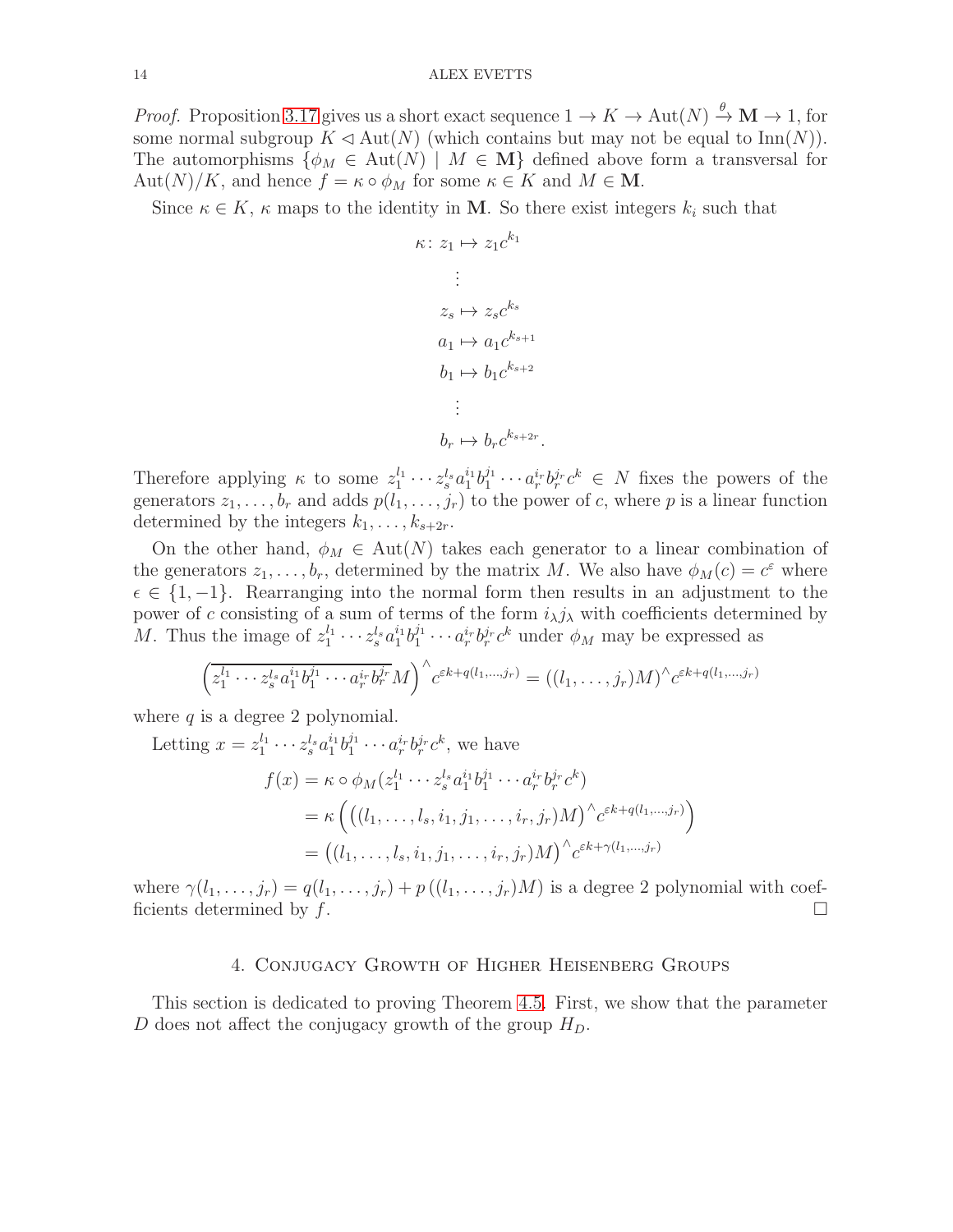*Proof.* Proposition 3.17 gives us a short exact sequence $1 \to K \to \mathrm{Aut}(N) \xrightarrow{\theta} \mathbf{M} \to 1$, for some normal subgroup $K \lhd \mathrm{Aut}(N)$ (which contains but may not be equal to $\mathrm{Inn}(N)$). The automorphisms $\{\phi_M \in \mathrm{Aut}(N) \mid M \in \mathbf{M}\}$ defined above form a transversal for $\mathrm{Aut}(N)/K$, and hence $f = \kappa \circ \phi_M$ for some $\kappa \in K$ and $M \in \mathbf{M}$.

Since $\kappa \in K$, $\kappa$ maps to the identity in $\mathbf{M}$. So there exist integers $k_i$ such that

$$
\begin{aligned}
\kappa\colon z_1 &\mapsto z_1 c^{k_1} \\
&\vdots \\
z_s &\mapsto z_s c^{k_s} \\
a_1 &\mapsto a_1 c^{k_{s+1}} \\
b_1 &\mapsto b_1 c^{k_{s+2}} \\
&\vdots \\
b_r &\mapsto b_r c^{k_{s+2r}}.
\end{aligned}
$$

Therefore applying $\kappa$ to some $z_1^{l_1} \cdots z_s^{l_s} a_1^{i_1} b_1^{j_1} \cdots a_r^{i_r} b_r^{j_r} c^k \in N$ fixes the powers of the generators $z_1, \ldots, b_r$ and adds $p(l_1, \ldots, j_r)$ to the power of $c$, where $p$ is a linear function determined by the integers $k_1, \ldots, k_{s+2r}$.

On the other hand, $\phi_M \in \mathrm{Aut}(N)$ takes each generator to a linear combination of the generators $z_1, \ldots, b_r$, determined by the matrix $M$. We also have $\phi_M(c) = c^{\varepsilon}$ where $\epsilon \in \{1, -1\}$. Rearranging into the normal form then results in an adjustment to the power of $c$ consisting of a sum of terms of the form $i_\lambda j_\lambda$ with coefficients determined by $M$. Thus the image of $z_1^{l_1} \cdots z_s^{l_s} a_1^{i_1} b_1^{j_1} \cdots a_r^{i_r} b_r^{j_r} c^k$ under $\phi_M$ may be expressed as

$$
\left(\overline{z_1^{l_1} \cdots z_s^{l_s} a_1^{i_1} b_1^{j_1} \cdots a_r^{i_r} b_r^{j_r}} M\right)^{\wedge} c^{\varepsilon k + q(l_1, \ldots, j_r)} = ((l_1, \ldots, j_r)M)^{\wedge} c^{\varepsilon k + q(l_1, \ldots, j_r)}
$$

where $q$ is a degree 2 polynomial.

Letting $x = z_1^{l_1} \cdots z_s^{l_s} a_1^{i_1} b_1^{j_1} \cdots a_r^{i_r} b_r^{j_r} c^k$, we have

$$
\begin{aligned}
f(x) &= \kappa \circ \phi_M(z_1^{l_1} \cdots z_s^{l_s} a_1^{i_1} b_1^{j_1} \cdots a_r^{i_r} b_r^{j_r} c^k) \\
&= \kappa\left( ((l_1, \ldots, l_s, i_1, j_1, \ldots, i_r, j_r)M)^{\wedge} c^{\varepsilon k + q(l_1, \ldots, j_r)} \right) \\
&= ((l_1, \ldots, l_s, i_1, j_1, \ldots, i_r, j_r)M)^{\wedge} c^{\varepsilon k + \gamma(l_1, \ldots, j_r)}
\end{aligned}
$$

where $\gamma(l_1, \ldots, j_r) = q(l_1, \ldots, j_r) + p\left((l_1, \ldots, j_r)M\right)$ is a degree 2 polynomial with coefficients determined by $f$. □

## 4. Conjugacy Growth of Higher Heisenberg Groups

This section is dedicated to proving Theorem 4.5. First, we show that the parameter $D$ does not affect the conjugacy growth of the group $H_D$.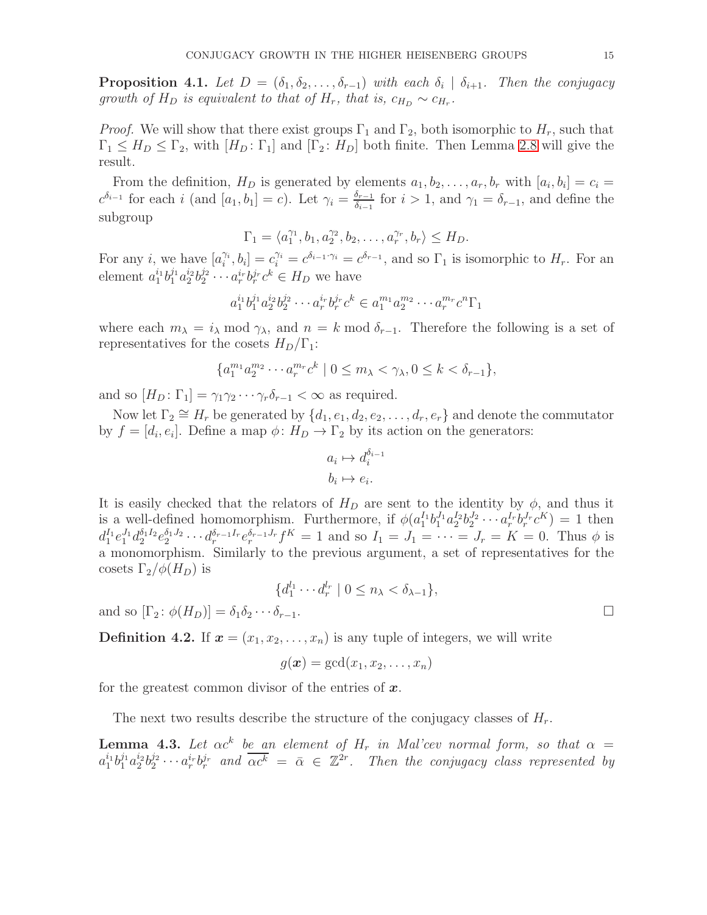**Proposition 4.1.** *Let $D = (\delta_1, \delta_2, \ldots, \delta_{r-1})$ with each $\delta_i \mid \delta_{i+1}$. Then the conjugacy growth of $H_D$ is equivalent to that of $H_r$, that is, $c_{H_D} \sim c_{H_r}$.*

*Proof.* We will show that there exist groups $\Gamma_1$ and $\Gamma_2$, both isomorphic to $H_r$, such that $\Gamma_1 \leq H_D \leq \Gamma_2$, with $[H_D\colon \Gamma_1]$ and $[\Gamma_2\colon H_D]$ both finite. Then Lemma 2.8 will give the result.

From the definition, $H_D$ is generated by elements $a_1, b_2, \ldots, a_r, b_r$ with $[a_i, b_i] = c_i = c^{\delta_{i-1}}$ for each $i$ (and $[a_1, b_1] = c$). Let $\gamma_i = \frac{\delta_{r-1}}{\delta_{i-1}}$ for $i > 1$, and $\gamma_1 = \delta_{r-1}$, and define the subgroup

$$\Gamma_1 = \langle a_1^{\gamma_1}, b_1, a_2^{\gamma_2}, b_2, \ldots, a_r^{\gamma_r}, b_r \rangle \leq H_D.$$

For any $i$, we have $[a_i^{\gamma_i}, b_i] = c_i^{\gamma_i} = c^{\delta_{i-1}\cdot\gamma_i} = c^{\delta_{r-1}}$, and so $\Gamma_1$ is isomorphic to $H_r$. For an element $a_1^{i_1}b_1^{j_1}a_2^{i_2}b_2^{j_2}\cdots a_r^{i_r}b_r^{j_r}c^k \in H_D$ we have

$$a_1^{i_1}b_1^{j_1}a_2^{i_2}b_2^{j_2}\cdots a_r^{i_r}b_r^{j_r}c^k \in a_1^{m_1}a_2^{m_2}\cdots a_r^{m_r}c^n\Gamma_1$$

where each $m_\lambda = i_\lambda \bmod \gamma_\lambda$, and $n = k \bmod \delta_{r-1}$. Therefore the following is a set of representatives for the cosets $H_D/\Gamma_1$:

$$\{a_1^{m_1}a_2^{m_2}\cdots a_r^{m_r}c^k \mid 0 \leq m_\lambda < \gamma_\lambda, 0 \leq k < \delta_{r-1}\},$$

and so $[H_D\colon \Gamma_1] = \gamma_1\gamma_2\cdots\gamma_r\delta_{r-1} < \infty$ as required.

Now let $\Gamma_2 \cong H_r$ be generated by $\{d_1, e_1, d_2, e_2, \ldots, d_r, e_r\}$ and denote the commutator by $f = [d_i, e_i]$. Define a map $\phi\colon H_D \to \Gamma_2$ by its action on the generators:

$$\begin{aligned} a_i &\mapsto d_i^{\delta_{i-1}} \\ b_i &\mapsto e_i. \end{aligned}$$

It is easily checked that the relators of $H_D$ are sent to the identity by $\phi$, and thus it is a well-defined homomorphism. Furthermore, if $\phi(a_1^{I_1}b_1^{J_1}a_2^{I_2}b_2^{J_2}\cdots a_r^{I_r}b_r^{J_r}c^K) = 1$ then $d_1^{I_1}e_1^{J_1}d_2^{\delta_1 I_2}e_2^{\delta_1 J_2}\cdots d_r^{\delta_{r-1}I_r}e_r^{\delta_{r-1}J_r}f^K = 1$ and so $I_1 = J_1 = \cdots = J_r = K = 0$. Thus $\phi$ is a monomorphism. Similarly to the previous argument, a set of representatives for the cosets $\Gamma_2/\phi(H_D)$ is

$$\{d_1^{l_1}\cdots d_r^{l_r} \mid 0 \leq n_\lambda < \delta_{\lambda-1}\},$$

and so $[\Gamma_2\colon \phi(H_D)] = \delta_1\delta_2\cdots\delta_{r-1}$. □

**Definition 4.2.** If $\boldsymbol{x} = (x_1, x_2, \ldots, x_n)$ is any tuple of integers, we will write

$$g(\boldsymbol{x}) = \gcd(x_1, x_2, \ldots, x_n)$$

for the greatest common divisor of the entries of $\boldsymbol{x}$.

The next two results describe the structure of the conjugacy classes of $H_r$.

**Lemma 4.3.** *Let $\alpha c^k$ be an element of $H_r$ in Mal'cev normal form, so that $\alpha = a_1^{i_1}b_1^{j_1}a_2^{i_2}b_2^{j_2}\cdots a_r^{i_r}b_r^{j_r}$ and $\overline{\alpha c^k} = \bar{\alpha} \in \mathbb{Z}^{2r}$. Then the conjugacy class represented by*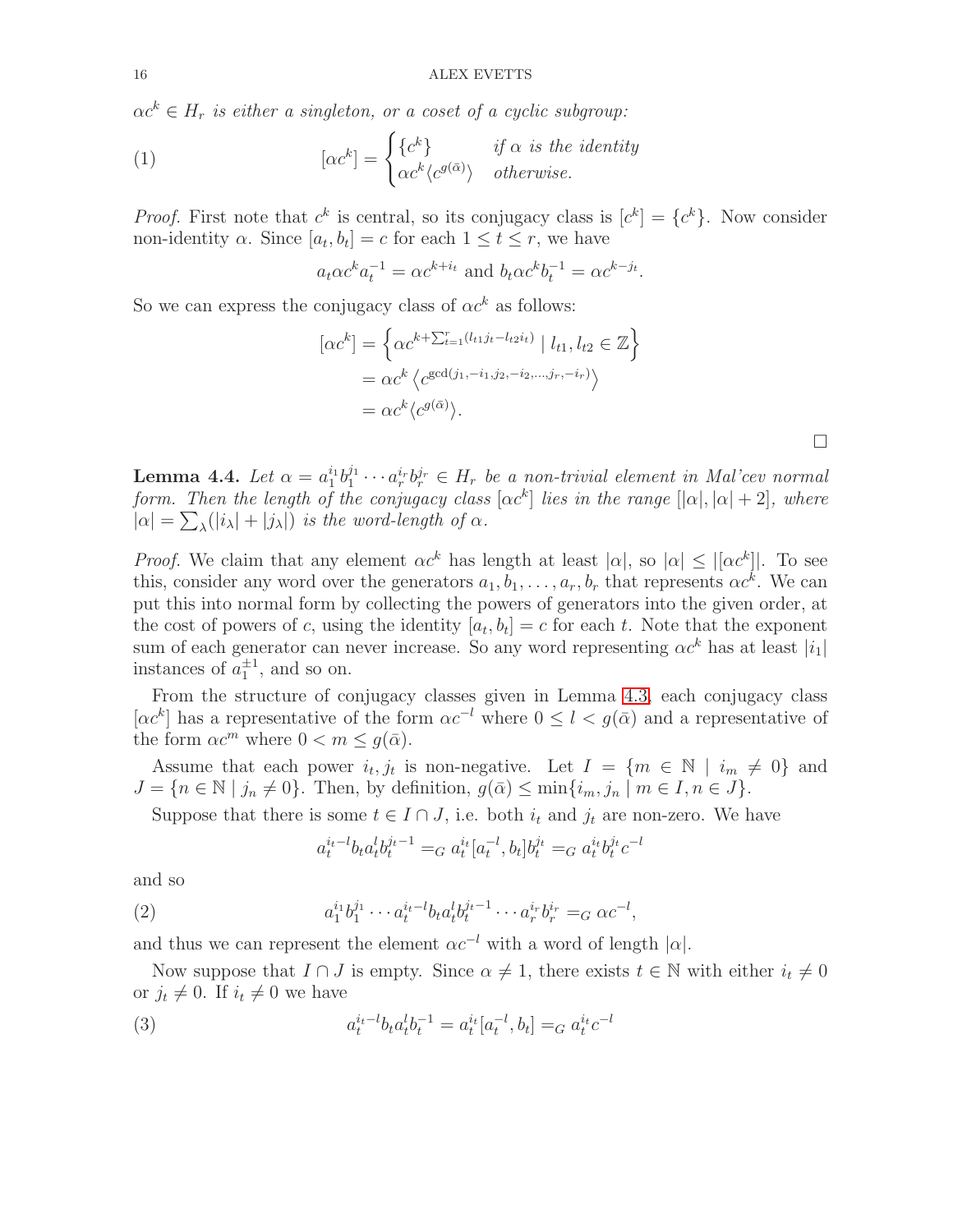*$\alpha c^k \in H_r$ is either a singleton, or a coset of a cyclic subgroup:*

$$[\alpha c^k] = \begin{cases} \{c^k\} & \text{if } \alpha \text{ is the identity} \\ \alpha c^k \langle c^{g(\bar{\alpha})} \rangle & \text{otherwise.} \end{cases} \tag{1}$$

*Proof.* First note that $c^k$ is central, so its conjugacy class is $[c^k] = \{c^k\}$. Now consider non-identity $\alpha$. Since $[a_t, b_t] = c$ for each $1 \leq t \leq r$, we have

$$a_t \alpha c^k a_t^{-1} = \alpha c^{k+i_t} \text{ and } b_t \alpha c^k b_t^{-1} = \alpha c^{k-j_t}.$$

So we can express the conjugacy class of $\alpha c^k$ as follows:

$$\begin{aligned} [\alpha c^k] &= \left\{ \alpha c^{k+\sum_{t=1}^{r}(l_{t1} j_t - l_{t2} i_t)} \mid l_{t1}, l_{t2} \in \mathbb{Z} \right\} \\ &= \alpha c^k \left\langle c^{\gcd(j_1, -i_1, j_2, -i_2, \ldots, j_r, -i_r)} \right\rangle \\ &= \alpha c^k \langle c^{g(\bar{\alpha})} \rangle. \end{aligned}$$

□

**Lemma 4.4.** *Let $\alpha = a_1^{i_1} b_1^{j_1} \cdots a_r^{i_r} b_r^{j_r} \in H_r$ be a non-trivial element in Mal'cev normal form. Then the length of the conjugacy class $[\alpha c^k]$ lies in the range $[|\alpha|, |\alpha| + 2]$, where $|\alpha| = \sum_\lambda (|i_\lambda| + |j_\lambda|)$ is the word-length of $\alpha$.*

*Proof.* We claim that any element $\alpha c^k$ has length at least $|\alpha|$, so $|\alpha| \leq |[\alpha c^k]|$. To see this, consider any word over the generators $a_1, b_1, \ldots, a_r, b_r$ that represents $\alpha c^k$. We can put this into normal form by collecting the powers of generators into the given order, at the cost of powers of $c$, using the identity $[a_t, b_t] = c$ for each $t$. Note that the exponent sum of each generator can never increase. So any word representing $\alpha c^k$ has at least $|i_1|$ instances of $a_1^{\pm 1}$, and so on.

From the structure of conjugacy classes given in Lemma 4.3, each conjugacy class $[\alpha c^k]$ has a representative of the form $\alpha c^{-l}$ where $0 \leq l < g(\bar{\alpha})$ and a representative of the form $\alpha c^m$ where $0 < m \leq g(\bar{\alpha})$.

Assume that each power $i_t, j_t$ is non-negative. Let $I = \{m \in \mathbb{N} \mid i_m \neq 0\}$ and $J = \{n \in \mathbb{N} \mid j_n \neq 0\}$. Then, by definition, $g(\bar{\alpha}) \leq \min\{i_m, j_n \mid m \in I, n \in J\}$.

Suppose that there is some $t \in I \cap J$, i.e. both $i_t$ and $j_t$ are non-zero. We have

$$a_t^{i_t - l} b_t a_t^l b_t^{j_t - 1} =_G a_t^{i_t} [a_t^{-l}, b_t] b_t^{j_t} =_G a_t^{i_t} b_t^{j_t} c^{-l}$$

and so

$$a_1^{i_1} b_1^{j_1} \cdots a_t^{i_t - l} b_t a_t^l b_t^{j_t - 1} \cdots a_r^{i_r} b_r^{i_r} =_G \alpha c^{-l}, \tag{2}$$

and thus we can represent the element $\alpha c^{-l}$ with a word of length $|\alpha|$.

Now suppose that $I \cap J$ is empty. Since $\alpha \neq 1$, there exists $t \in \mathbb{N}$ with either $i_t \neq 0$ or $j_t \neq 0$. If $i_t \neq 0$ we have

$$a_t^{i_t - l} b_t a_t^l b_t^{-1} = a_t^{i_t} [a_t^{-l}, b_t] =_G a_t^{i_t} c^{-l} \tag{3}$$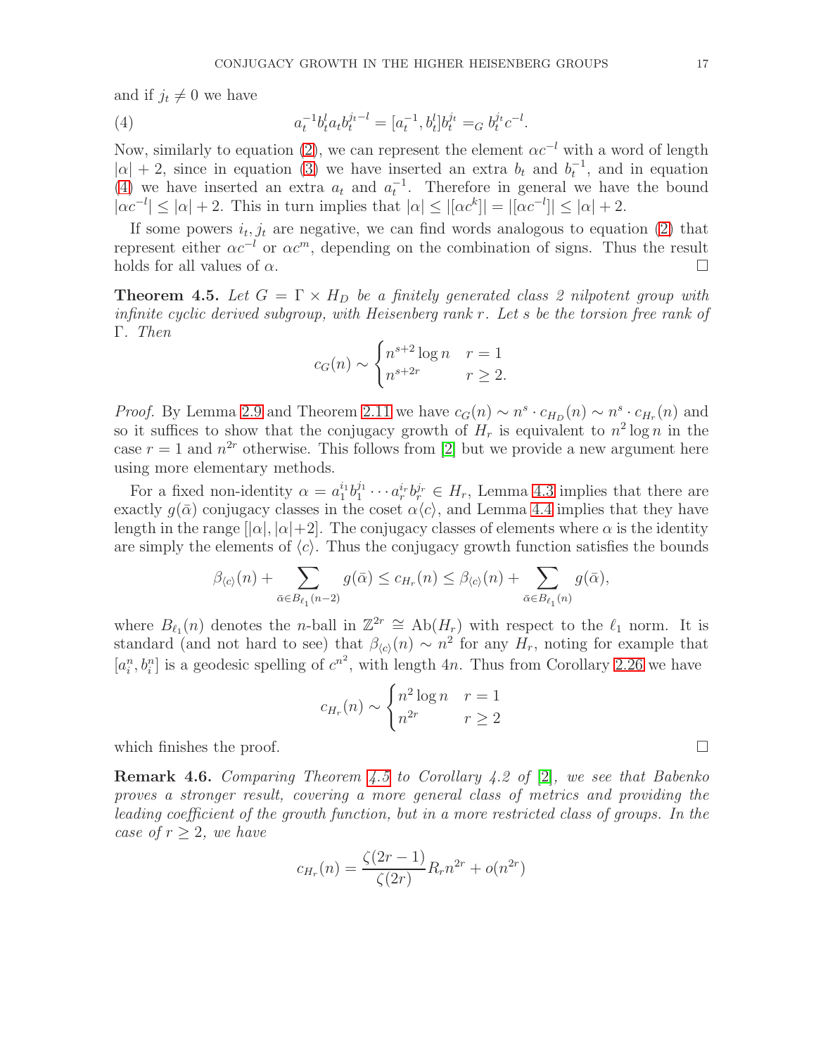and if $j_t \neq 0$ we have

$$a_t^{-1} b_t^l a_t b_t^{j_t - l} = [a_t^{-1}, b_t^l] b_t^{j_t} =_G b_t^{j_t} c^{-l}. \tag{4}$$

Now, similarly to equation (2), we can represent the element $\alpha c^{-l}$ with a word of length $|\alpha| + 2$, since in equation (3) we have inserted an extra $b_t$ and $b_t^{-1}$, and in equation (4) we have inserted an extra $a_t$ and $a_t^{-1}$. Therefore in general we have the bound $|\alpha c^{-l}| \leq |\alpha| + 2$. This in turn implies that $|\alpha| \leq |[\alpha c^k]| = |[\alpha c^{-l}]| \leq |\alpha| + 2$.

If some powers $i_t, j_t$ are negative, we can find words analogous to equation (2) that represent either $\alpha c^{-l}$ or $\alpha c^m$, depending on the combination of signs. Thus the result holds for all values of $\alpha$. □

**Theorem 4.5.** *Let $G = \Gamma \times H_D$ be a finitely generated class 2 nilpotent group with infinite cyclic derived subgroup, with Heisenberg rank $r$. Let $s$ be the torsion free rank of $\Gamma$. Then*

$$c_G(n) \sim \begin{cases} n^{s+2} \log n & r = 1 \\ n^{s+2r} & r \geq 2. \end{cases}$$

*Proof.* By Lemma 2.9 and Theorem 2.11 we have $c_G(n) \sim n^s \cdot c_{H_D}(n) \sim n^s \cdot c_{H_r}(n)$ and so it suffices to show that the conjugacy growth of $H_r$ is equivalent to $n^2 \log n$ in the case $r = 1$ and $n^{2r}$ otherwise. This follows from [2] but we provide a new argument here using more elementary methods.

For a fixed non-identity $\alpha = a_1^{i_1} b_1^{j_1} \cdots a_r^{i_r} b_r^{j_r} \in H_r$, Lemma 4.3 implies that there are exactly $g(\bar{\alpha})$ conjugacy classes in the coset $\alpha\langle c \rangle$, and Lemma 4.4 implies that they have length in the range $[|\alpha|, |\alpha|+2]$. The conjugacy classes of elements where $\alpha$ is the identity are simply the elements of $\langle c \rangle$. Thus the conjugacy growth function satisfies the bounds

$$\beta_{\langle c \rangle}(n) + \sum_{\bar{\alpha} \in B_{\ell_1}(n-2)} g(\bar{\alpha}) \leq c_{H_r}(n) \leq \beta_{\langle c \rangle}(n) + \sum_{\bar{\alpha} \in B_{\ell_1}(n)} g(\bar{\alpha}),$$

where $B_{\ell_1}(n)$ denotes the $n$-ball in $\mathbb{Z}^{2r} \cong \mathrm{Ab}(H_r)$ with respect to the $\ell_1$ norm. It is standard (and not hard to see) that $\beta_{\langle c \rangle}(n) \sim n^2$ for any $H_r$, noting for example that $[a_i^n, b_i^n]$ is a geodesic spelling of $c^{n^2}$, with length $4n$. Thus from Corollary 2.26 we have

$$c_{H_r}(n) \sim \begin{cases} n^2 \log n & r = 1 \\ n^{2r} & r \geq 2 \end{cases}$$

which finishes the proof. □

**Remark 4.6.** *Comparing Theorem 4.5 to Corollary 4.2 of [2], we see that Babenko proves a stronger result, covering a more general class of metrics and providing the leading coefficient of the growth function, but in a more restricted class of groups. In the case of $r \geq 2$, we have*

$$c_{H_r}(n) = \frac{\zeta(2r-1)}{\zeta(2r)} R_r n^{2r} + o(n^{2r})$$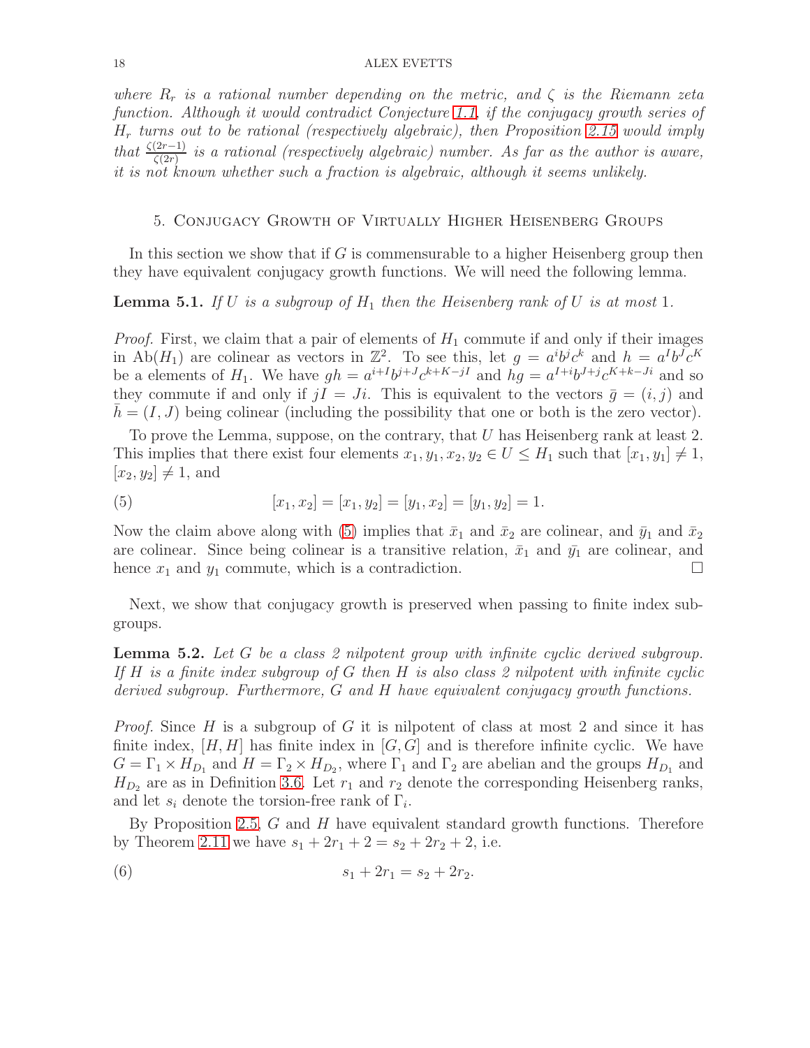*where $R_r$ is a rational number depending on the metric, and $\zeta$ is the Riemann zeta function. Although it would contradict Conjecture 1.1, if the conjugacy growth series of $H_r$ turns out to be rational (respectively algebraic), then Proposition 2.15 would imply that $\frac{\zeta(2r-1)}{\zeta(2r)}$ is a rational (respectively algebraic) number. As far as the author is aware, it is not known whether such a fraction is algebraic, although it seems unlikely.*

## 5. Conjugacy Growth of Virtually Higher Heisenberg Groups

In this section we show that if $G$ is commensurable to a higher Heisenberg group then they have equivalent conjugacy growth functions. We will need the following lemma.

**Lemma 5.1.** *If $U$ is a subgroup of $H_1$ then the Heisenberg rank of $U$ is at most 1.*

*Proof.* First, we claim that a pair of elements of $H_1$ commute if and only if their images in $\mathrm{Ab}(H_1)$ are colinear as vectors in $\mathbb{Z}^2$. To see this, let $g = a^i b^j c^k$ and $h = a^I b^J c^K$ be a elements of $H_1$. We have $gh = a^{i+I} b^{j+J} c^{k+K-jI}$ and $hg = a^{I+i} b^{J+j} c^{K+k-Ji}$ and so they commute if and only if $jI = Ji$. This is equivalent to the vectors $\bar{g} = (i, j)$ and $\bar{h} = (I, J)$ being colinear (including the possibility that one or both is the zero vector).

To prove the Lemma, suppose, on the contrary, that $U$ has Heisenberg rank at least 2. This implies that there exist four elements $x_1, y_1, x_2, y_2 \in U \leq H_1$ such that $[x_1, y_1] \neq 1$, $[x_2, y_2] \neq 1$, and

$$[x_1, x_2] = [x_1, y_2] = [y_1, x_2] = [y_1, y_2] = 1. \tag{5}$$

Now the claim above along with (5) implies that $\bar{x}_1$ and $\bar{x}_2$ are colinear, and $\bar{y}_1$ and $\bar{x}_2$ are colinear. Since being colinear is a transitive relation, $\bar{x}_1$ and $\bar{y}_1$ are colinear, and hence $x_1$ and $y_1$ commute, which is a contradiction. $\square$

Next, we show that conjugacy growth is preserved when passing to finite index subgroups.

**Lemma 5.2.** *Let $G$ be a class 2 nilpotent group with infinite cyclic derived subgroup. If $H$ is a finite index subgroup of $G$ then $H$ is also class 2 nilpotent with infinite cyclic derived subgroup. Furthermore, $G$ and $H$ have equivalent conjugacy growth functions.*

*Proof.* Since $H$ is a subgroup of $G$ it is nilpotent of class at most 2 and since it has finite index, $[H, H]$ has finite index in $[G, G]$ and is therefore infinite cyclic. We have $G = \Gamma_1 \times H_{D_1}$ and $H = \Gamma_2 \times H_{D_2}$, where $\Gamma_1$ and $\Gamma_2$ are abelian and the groups $H_{D_1}$ and $H_{D_2}$ are as in Definition 3.6. Let $r_1$ and $r_2$ denote the corresponding Heisenberg ranks, and let $s_i$ denote the torsion-free rank of $\Gamma_i$.

By Proposition 2.5, $G$ and $H$ have equivalent standard growth functions. Therefore by Theorem 2.11 we have $s_1 + 2r_1 + 2 = s_2 + 2r_2 + 2$, i.e.

$$s_1 + 2r_1 = s_2 + 2r_2. \tag{6}$$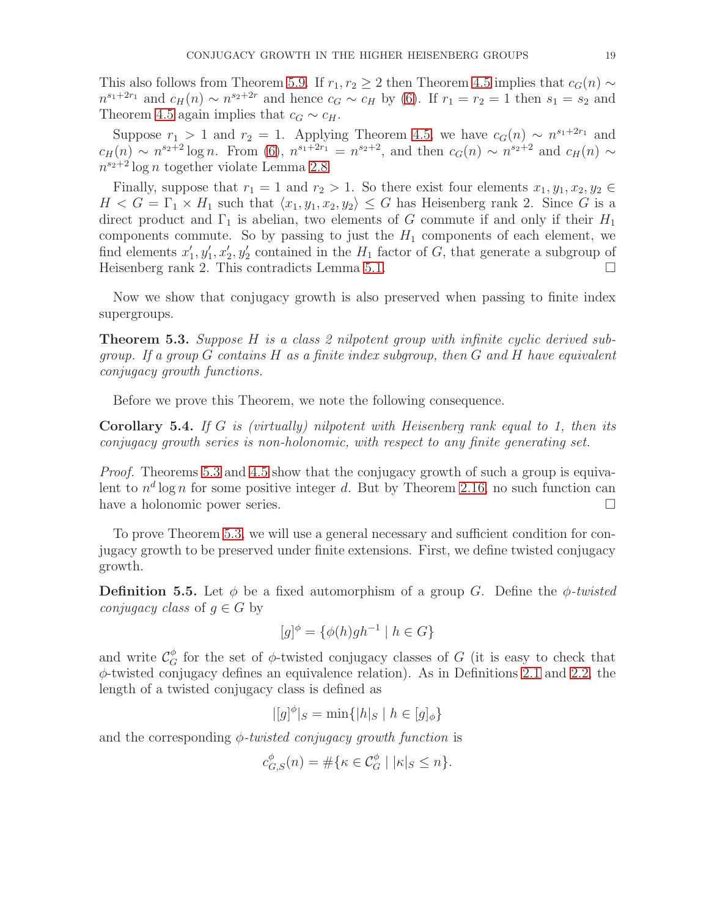This also follows from Theorem 5.9. If $r_1, r_2 \geq 2$ then Theorem 4.5 implies that $c_G(n) \sim n^{s_1+2r_1}$ and $c_H(n) \sim n^{s_2+2r}$ and hence $c_G \sim c_H$ by (6). If $r_1 = r_2 = 1$ then $s_1 = s_2$ and Theorem 4.5 again implies that $c_G \sim c_H$.

Suppose $r_1 > 1$ and $r_2 = 1$. Applying Theorem 4.5, we have $c_G(n) \sim n^{s_1+2r_1}$ and $c_H(n) \sim n^{s_2+2} \log n$. From (6), $n^{s_1+2r_1} = n^{s_2+2}$, and then $c_G(n) \sim n^{s_2+2}$ and $c_H(n) \sim n^{s_2+2} \log n$ together violate Lemma 2.8.

Finally, suppose that $r_1 = 1$ and $r_2 > 1$. So there exist four elements $x_1, y_1, x_2, y_2 \in H < G = \Gamma_1 \times H_1$ such that $\langle x_1, y_1, x_2, y_2 \rangle \leq G$ has Heisenberg rank 2. Since $G$ is a direct product and $\Gamma_1$ is abelian, two elements of $G$ commute if and only if their $H_1$ components commute. So by passing to just the $H_1$ components of each element, we find elements $x_1', y_1', x_2', y_2'$ contained in the $H_1$ factor of $G$, that generate a subgroup of Heisenberg rank 2. This contradicts Lemma 5.1. $\square$

Now we show that conjugacy growth is also preserved when passing to finite index supergroups.

**Theorem 5.3.** *Suppose $H$ is a class 2 nilpotent group with infinite cyclic derived subgroup. If a group $G$ contains $H$ as a finite index subgroup, then $G$ and $H$ have equivalent conjugacy growth functions.*

Before we prove this Theorem, we note the following consequence.

**Corollary 5.4.** *If $G$ is (virtually) nilpotent with Heisenberg rank equal to 1, then its conjugacy growth series is non-holonomic, with respect to any finite generating set.*

*Proof.* Theorems 5.3 and 4.5 show that the conjugacy growth of such a group is equivalent to $n^d \log n$ for some positive integer $d$. But by Theorem 2.16, no such function can have a holonomic power series. $\square$

To prove Theorem 5.3, we will use a general necessary and sufficient condition for conjugacy growth to be preserved under finite extensions. First, we define twisted conjugacy growth.

**Definition 5.5.** Let $\phi$ be a fixed automorphism of a group $G$. Define the *$\phi$-twisted conjugacy class* of $g \in G$ by

$$[g]^\phi = \{\phi(h) g h^{-1} \mid h \in G\}$$

and write $\mathcal{C}_G^\phi$ for the set of $\phi$-twisted conjugacy classes of $G$ (it is easy to check that $\phi$-twisted conjugacy defines an equivalence relation). As in Definitions 2.1 and 2.2, the length of a twisted conjugacy class is defined as

$$|[g]^\phi|_S = \min\{|h|_S \mid h \in [g]_\phi\}$$

and the corresponding *$\phi$-twisted conjugacy growth function* is

$$c_{G,S}^\phi(n) = \#\{\kappa \in \mathcal{C}_G^\phi \mid |\kappa|_S \leq n\}.$$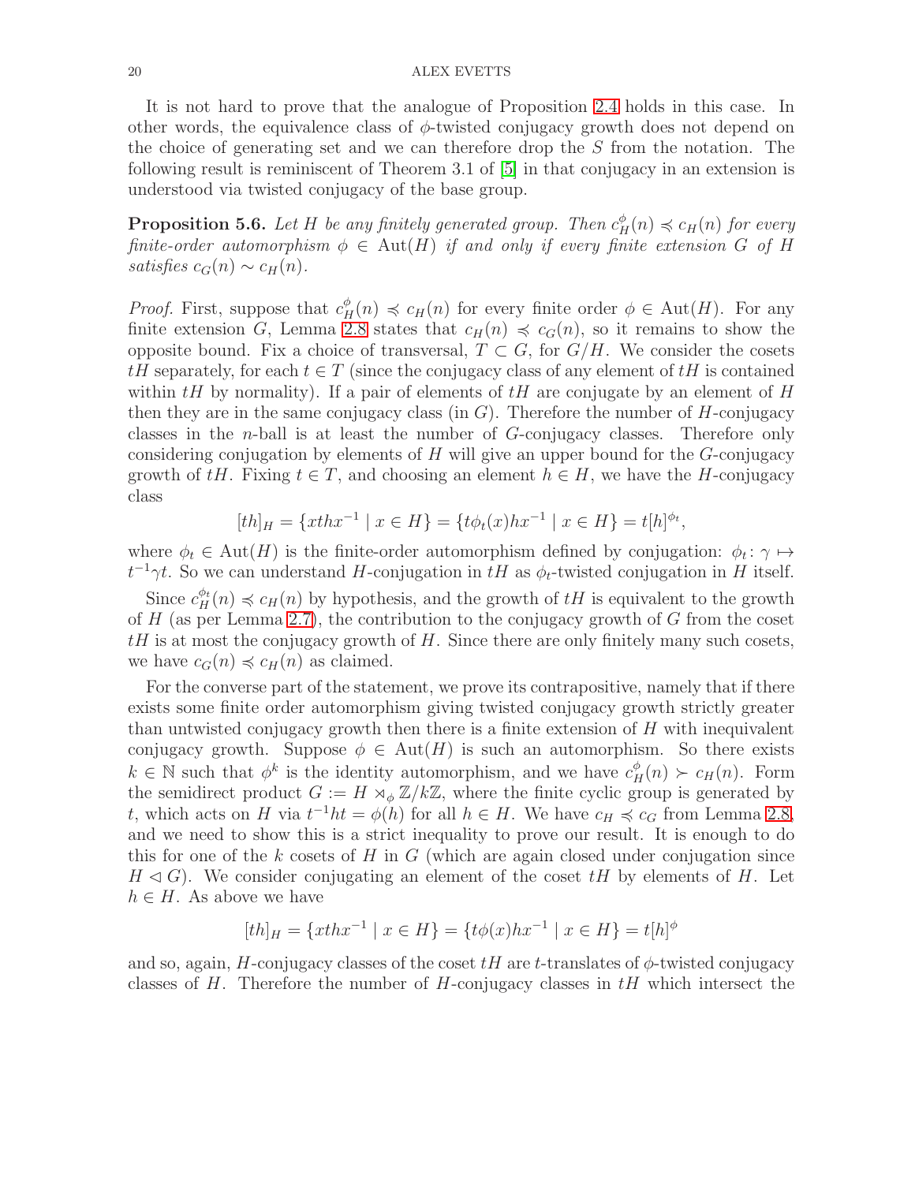It is not hard to prove that the analogue of Proposition 2.4 holds in this case. In other words, the equivalence class of $\phi$-twisted conjugacy growth does not depend on the choice of generating set and we can therefore drop the $S$ from the notation. The following result is reminiscent of Theorem 3.1 of [5] in that conjugacy in an extension is understood via twisted conjugacy of the base group.

**Proposition 5.6.** *Let $H$ be any finitely generated group. Then $c_H^{\phi}(n) \preccurlyeq c_H(n)$ for every finite-order automorphism $\phi \in \mathrm{Aut}(H)$ if and only if every finite extension $G$ of $H$ satisfies $c_G(n) \sim c_H(n)$.*

*Proof.* First, suppose that $c_H^{\phi}(n) \preccurlyeq c_H(n)$ for every finite order $\phi \in \mathrm{Aut}(H)$. For any finite extension $G$, Lemma 2.8 states that $c_H(n) \preccurlyeq c_G(n)$, so it remains to show the opposite bound. Fix a choice of transversal, $T \subset G$, for $G/H$. We consider the cosets $tH$ separately, for each $t \in T$ (since the conjugacy class of any element of $tH$ is contained within $tH$ by normality). If a pair of elements of $tH$ are conjugate by an element of $H$ then they are in the same conjugacy class (in $G$). Therefore the number of $H$-conjugacy classes in the $n$-ball is at least the number of $G$-conjugacy classes. Therefore only considering conjugation by elements of $H$ will give an upper bound for the $G$-conjugacy growth of $tH$. Fixing $t \in T$, and choosing an element $h \in H$, we have the $H$-conjugacy class

$$[th]_H = \{xthx^{-1} \mid x \in H\} = \{t\phi_t(x)hx^{-1} \mid x \in H\} = t[h]^{\phi_t},$$

where $\phi_t \in \mathrm{Aut}(H)$ is the finite-order automorphism defined by conjugation: $\phi_t \colon \gamma \mapsto t^{-1}\gamma t$. So we can understand $H$-conjugation in $tH$ as $\phi_t$-twisted conjugation in $H$ itself.

Since $c_H^{\phi_t}(n) \preccurlyeq c_H(n)$ by hypothesis, and the growth of $tH$ is equivalent to the growth of $H$ (as per Lemma 2.7), the contribution to the conjugacy growth of $G$ from the coset $tH$ is at most the conjugacy growth of $H$. Since there are only finitely many such cosets, we have $c_G(n) \preccurlyeq c_H(n)$ as claimed.

For the converse part of the statement, we prove its contrapositive, namely that if there exists some finite order automorphism giving twisted conjugacy growth strictly greater than untwisted conjugacy growth then there is a finite extension of $H$ with inequivalent conjugacy growth. Suppose $\phi \in \mathrm{Aut}(H)$ is such an automorphism. So there exists $k \in \mathbb{N}$ such that $\phi^k$ is the identity automorphism, and we have $c_H^{\phi}(n) \succ c_H(n)$. Form the semidirect product $G := H \rtimes_{\phi} \mathbb{Z}/k\mathbb{Z}$, where the finite cyclic group is generated by $t$, which acts on $H$ via $t^{-1}ht = \phi(h)$ for all $h \in H$. We have $c_H \preccurlyeq c_G$ from Lemma 2.8, and we need to show this is a strict inequality to prove our result. It is enough to do this for one of the $k$ cosets of $H$ in $G$ (which are again closed under conjugation since $H \lhd G$). We consider conjugating an element of the coset $tH$ by elements of $H$. Let $h \in H$. As above we have

$$[th]_H = \{xthx^{-1} \mid x \in H\} = \{t\phi(x)hx^{-1} \mid x \in H\} = t[h]^{\phi}$$

and so, again, $H$-conjugacy classes of the coset $tH$ are $t$-translates of $\phi$-twisted conjugacy classes of $H$. Therefore the number of $H$-conjugacy classes in $tH$ which intersect the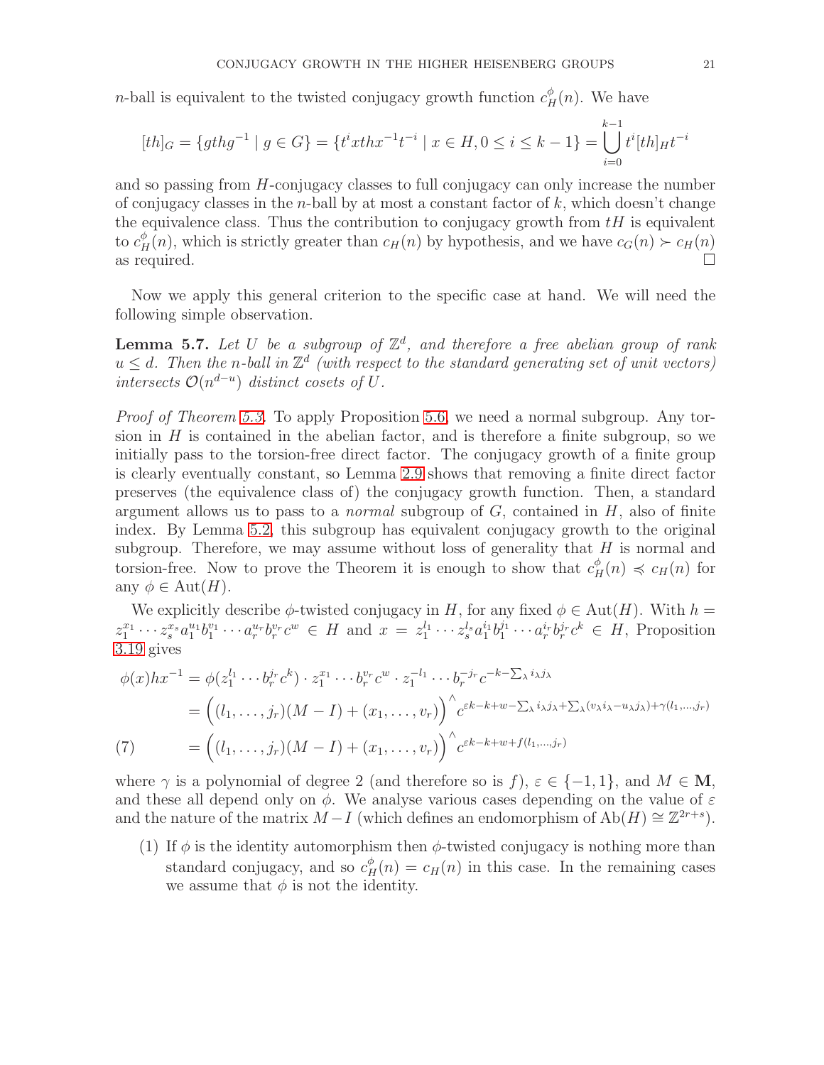$n$-ball is equivalent to the twisted conjugacy growth function $c_H^\phi(n)$. We have

$$[th]_G = \{gthg^{-1} \mid g \in G\} = \{t^i xthx^{-1}t^{-i} \mid x \in H, 0 \le i \le k-1\} = \bigcup_{i=0}^{k-1} t^i [th]_H t^{-i}$$

and so passing from $H$-conjugacy classes to full conjugacy can only increase the number of conjugacy classes in the $n$-ball by at most a constant factor of $k$, which doesn't change the equivalence class. Thus the contribution to conjugacy growth from $tH$ is equivalent to $c_H^\phi(n)$, which is strictly greater than $c_H(n)$ by hypothesis, and we have $c_G(n) \succ c_H(n)$ as required. $\square$

Now we apply this general criterion to the specific case at hand. We will need the following simple observation.

**Lemma 5.7.** *Let $U$ be a subgroup of $\mathbb{Z}^d$, and therefore a free abelian group of rank $u \le d$. Then the $n$-ball in $\mathbb{Z}^d$ (with respect to the standard generating set of unit vectors) intersects $\mathcal{O}(n^{d-u})$ distinct cosets of $U$.*

*Proof of Theorem 5.3.* To apply Proposition 5.6, we need a normal subgroup. Any torsion in $H$ is contained in the abelian factor, and is therefore a finite subgroup, so we initially pass to the torsion-free direct factor. The conjugacy growth of a finite group is clearly eventually constant, so Lemma 2.9 shows that removing a finite direct factor preserves (the equivalence class of) the conjugacy growth function. Then, a standard argument allows us to pass to a *normal* subgroup of $G$, contained in $H$, also of finite index. By Lemma 5.2, this subgroup has equivalent conjugacy growth to the original subgroup. Therefore, we may assume without loss of generality that $H$ is normal and torsion-free. Now to prove the Theorem it is enough to show that $c_H^\phi(n) \preccurlyeq c_H(n)$ for any $\phi \in \mathrm{Aut}(H)$.

We explicitly describe $\phi$-twisted conjugacy in $H$, for any fixed $\phi \in \mathrm{Aut}(H)$. With $h = z_1^{x_1} \cdots z_s^{x_s} a_1^{u_1} b_1^{v_1} \cdots a_r^{u_r} b_r^{v_r} c^w \in H$ and $x = z_1^{l_1} \cdots z_s^{l_s} a_1^{i_1} b_1^{j_1} \cdots a_r^{i_r} b_r^{j_r} c^k \in H$, Proposition 3.19 gives

$$\begin{aligned}
\phi(x)hx^{-1} &= \phi(z_1^{l_1} \cdots b_r^{j_r} c^k) \cdot z_1^{x_1} \cdots b_r^{v_r} c^w \cdot z_1^{-l_1} \cdots b_r^{-j_r} c^{-k-\sum_\lambda i_\lambda j_\lambda} \\
&= \Big( (l_1, \ldots, j_r)(M - I) + (x_1, \ldots, v_r) \Big)^{\wedge} c^{\varepsilon k - k + w - \sum_\lambda i_\lambda j_\lambda + \sum_\lambda (v_\lambda i_\lambda - u_\lambda j_\lambda) + \gamma(l_1, \ldots, j_r)} \\
&= \Big( (l_1, \ldots, j_r)(M - I) + (x_1, \ldots, v_r) \Big)^{\wedge} c^{\varepsilon k - k + w + f(l_1, \ldots, j_r)} \qquad (7)
\end{aligned}$$

where $\gamma$ is a polynomial of degree 2 (and therefore so is $f$), $\varepsilon \in \{-1, 1\}$, and $M \in \mathbf{M}$, and these all depend only on $\phi$. We analyse various cases depending on the value of $\varepsilon$ and the nature of the matrix $M - I$ (which defines an endomorphism of $\mathrm{Ab}(H) \cong \mathbb{Z}^{2r+s}$).

1. If $\phi$ is the identity automorphism then $\phi$-twisted conjugacy is nothing more than standard conjugacy, and so $c_H^\phi(n) = c_H(n)$ in this case. In the remaining cases we assume that $\phi$ is not the identity.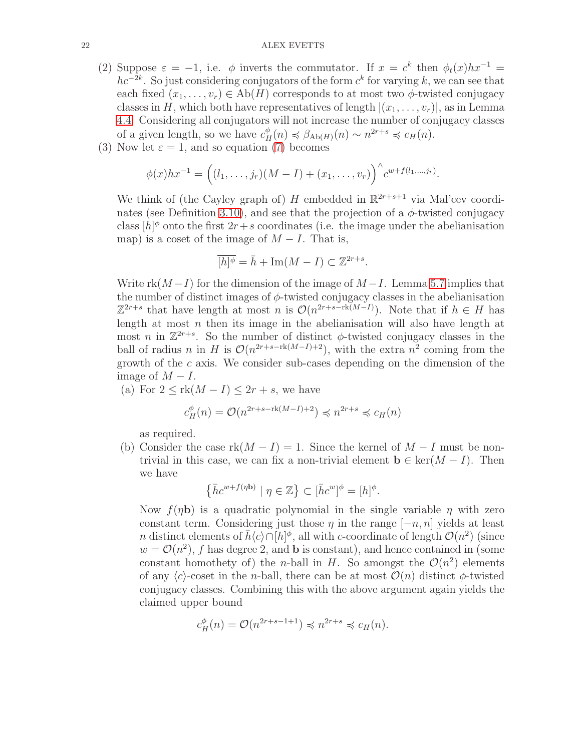(2) Suppose $\varepsilon = -1$, i.e. $\phi$ inverts the commutator. If $x = c^k$ then $\phi_t(x)hx^{-1} = hc^{-2k}$. So just considering conjugators of the form $c^k$ for varying $k$, we can see that each fixed $(x_1, \dots, v_r) \in \mathrm{Ab}(H)$ corresponds to at most two $\phi$-twisted conjugacy classes in $H$, which both have representatives of length $|(x_1, \dots, v_r)|$, as in Lemma 4.4. Considering all conjugators will not increase the number of conjugacy classes of a given length, so we have $c_H^{\phi}(n) \preccurlyeq \beta_{\mathrm{Ab}(H)}(n) \sim n^{2r+s} \preccurlyeq c_H(n)$.

(3) Now let $\varepsilon = 1$, and so equation (7) becomes

$$\phi(x)hx^{-1} = \Big((l_1, \dots, j_r)(M - I) + (x_1, \dots, v_r)\Big)^{\wedge} c^{w + f(l_1, \dots, j_r)}.$$

We think of (the Cayley graph of) $H$ embedded in $\mathbb{R}^{2r+s+1}$ via Mal'cev coordinates (see Definition 3.10), and see that the projection of a $\phi$-twisted conjugacy class $[h]^{\phi}$ onto the first $2r+s$ coordinates (i.e. the image under the abelianisation map) is a coset of the image of $M - I$. That is,

$$\overline{[h]^{\phi}} = \bar{h} + \mathrm{Im}(M - I) \subset \mathbb{Z}^{2r+s}.$$

Write $\mathrm{rk}(M-I)$ for the dimension of the image of $M-I$. Lemma 5.7 implies that the number of distinct images of $\phi$-twisted conjugacy classes in the abelianisation $\mathbb{Z}^{2r+s}$ that have length at most $n$ is $\mathcal{O}(n^{2r+s-\mathrm{rk}(M-I)})$. Note that if $h \in H$ has length at most $n$ then its image in the abelianisation will also have length at most $n$ in $\mathbb{Z}^{2r+s}$. So the number of distinct $\phi$-twisted conjugacy classes in the ball of radius $n$ in $H$ is $\mathcal{O}(n^{2r+s-\mathrm{rk}(M-I)+2})$, with the extra $n^2$ coming from the growth of the $c$ axis. We consider sub-cases depending on the dimension of the image of $M - I$.

(a) For $2 \leq \mathrm{rk}(M - I) \leq 2r + s$, we have

$$c_H^{\phi}(n) = \mathcal{O}(n^{2r+s-\mathrm{rk}(M-I)+2}) \preccurlyeq n^{2r+s} \preccurlyeq c_H(n)$$

as required.

(b) Consider the case $\mathrm{rk}(M - I) = 1$. Since the kernel of $M - I$ must be non-trivial in this case, we can fix a non-trivial element $\mathbf{b} \in \ker(M - I)$. Then we have

$$\left\{\bar{h}c^{w+f(\eta\mathbf{b})} \mid \eta \in \mathbb{Z}\right\} \subset [\bar{h}c^w]^{\phi} = [h]^{\phi}.$$

Now $f(\eta\mathbf{b})$ is a quadratic polynomial in the single variable $\eta$ with zero constant term. Considering just those $\eta$ in the range $[-n, n]$ yields at least $n$ distinct elements of $\bar{h}\langle c\rangle \cap [h]^{\phi}$, all with $c$-coordinate of length $\mathcal{O}(n^2)$ (since $w = \mathcal{O}(n^2)$, $f$ has degree 2, and $\mathbf{b}$ is constant), and hence contained in (some constant homothety of) the $n$-ball in $H$. So amongst the $\mathcal{O}(n^2)$ elements of any $\langle c\rangle$-coset in the $n$-ball, there can be at most $\mathcal{O}(n)$ distinct $\phi$-twisted conjugacy classes. Combining this with the above argument again yields the claimed upper bound

$$c_H^{\phi}(n) = \mathcal{O}(n^{2r+s-1+1}) \preccurlyeq n^{2r+s} \preccurlyeq c_H(n).$$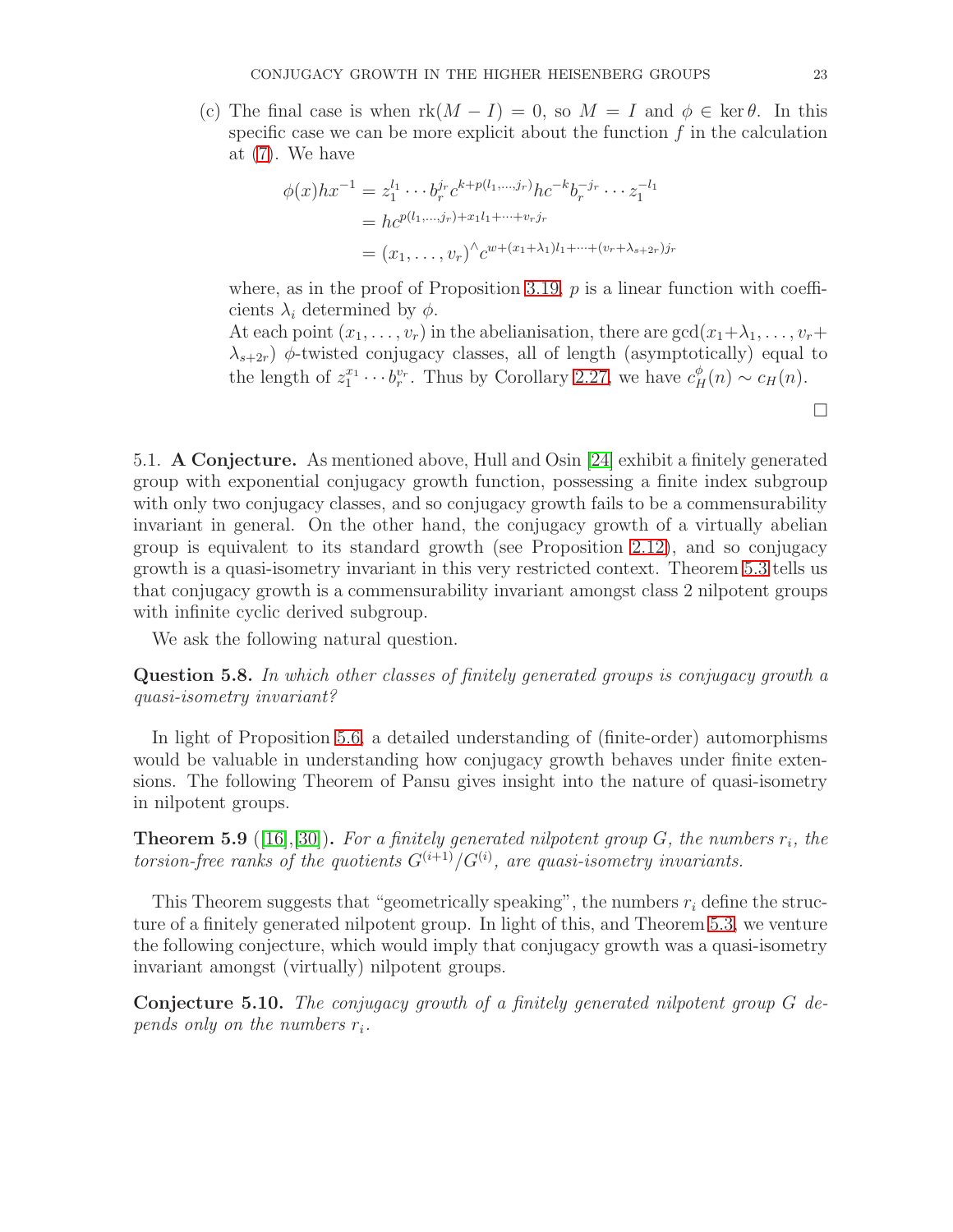(c) The final case is when $\mathrm{rk}(M - I) = 0$, so $M = I$ and $\phi \in \ker \theta$. In this specific case we can be more explicit about the function $f$ in the calculation at (7). We have

$$\begin{aligned}
\phi(x)hx^{-1} &= z_1^{l_1} \cdots b_r^{j_r} c^{k+p(l_1,\ldots,j_r)} h c^{-k} b_r^{-j_r} \cdots z_1^{-l_1} \\
&= hc^{p(l_1,\ldots,j_r)+x_1 l_1 + \cdots + v_r j_r} \\
&= (x_1, \ldots, v_r)^{\wedge} c^{w+(x_1+\lambda_1)l_1+\cdots+(v_r+\lambda_{s+2r})j_r}
\end{aligned}$$

where, as in the proof of Proposition 3.19, $p$ is a linear function with coefficients $\lambda_i$ determined by $\phi$.

At each point $(x_1, \ldots, v_r)$ in the abelianisation, there are $\gcd(x_1+\lambda_1, \ldots, v_r+\lambda_{s+2r})$ $\phi$-twisted conjugacy classes, all of length (asymptotically) equal to the length of $z_1^{x_1} \cdots b_r^{v_r}$. Thus by Corollary 2.27, we have $c_H^{\phi}(n) \sim c_H(n)$.

□

5.1. **A Conjecture.** As mentioned above, Hull and Osin [24] exhibit a finitely generated group with exponential conjugacy growth function, possessing a finite index subgroup with only two conjugacy classes, and so conjugacy growth fails to be a commensurability invariant in general. On the other hand, the conjugacy growth of a virtually abelian group is equivalent to its standard growth (see Proposition 2.12), and so conjugacy growth is a quasi-isometry invariant in this very restricted context. Theorem 5.3 tells us that conjugacy growth is a commensurability invariant amongst class 2 nilpotent groups with infinite cyclic derived subgroup.

We ask the following natural question.

**Question 5.8.** *In which other classes of finitely generated groups is conjugacy growth a quasi-isometry invariant?*

In light of Proposition 5.6, a detailed understanding of (finite-order) automorphisms would be valuable in understanding how conjugacy growth behaves under finite extensions. The following Theorem of Pansu gives insight into the nature of quasi-isometry in nilpotent groups.

**Theorem 5.9** ([16],[30])**.** *For a finitely generated nilpotent group $G$, the numbers $r_i$, the torsion-free ranks of the quotients $G^{(i+1)}/G^{(i)}$, are quasi-isometry invariants.*

This Theorem suggests that "geometrically speaking", the numbers $r_i$ define the structure of a finitely generated nilpotent group. In light of this, and Theorem 5.3, we venture the following conjecture, which would imply that conjugacy growth was a quasi-isometry invariant amongst (virtually) nilpotent groups.

**Conjecture 5.10.** *The conjugacy growth of a finitely generated nilpotent group $G$ depends only on the numbers $r_i$.*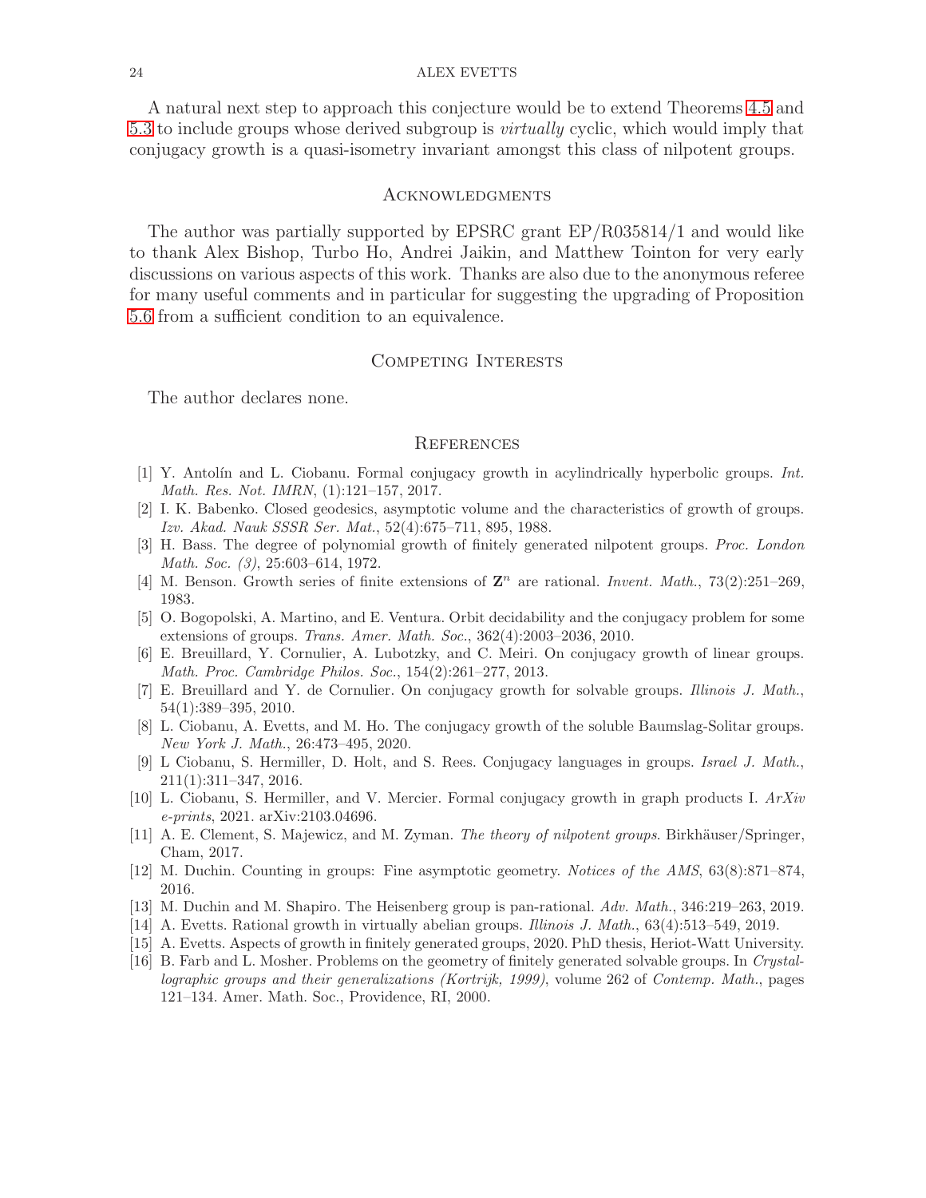A natural next step to approach this conjecture would be to extend Theorems 4.5 and 5.3 to include groups whose derived subgroup is *virtually* cyclic, which would imply that conjugacy growth is a quasi-isometry invariant amongst this class of nilpotent groups.

## Acknowledgments

The author was partially supported by EPSRC grant EP/R035814/1 and would like to thank Alex Bishop, Turbo Ho, Andrei Jaikin, and Matthew Tointon for very early discussions on various aspects of this work. Thanks are also due to the anonymous referee for many useful comments and in particular for suggesting the upgrading of Proposition 5.6 from a sufficient condition to an equivalence.

## Competing Interests

The author declares none.

## References

[1] Y. Antolín and L. Ciobanu. Formal conjugacy growth in acylindrically hyperbolic groups. *Int. Math. Res. Not. IMRN*, (1):121–157, 2017.

[2] I. K. Babenko. Closed geodesics, asymptotic volume and the characteristics of growth of groups. *Izv. Akad. Nauk SSSR Ser. Mat.*, 52(4):675–711, 895, 1988.

[3] H. Bass. The degree of polynomial growth of finitely generated nilpotent groups. *Proc. London Math. Soc. (3)*, 25:603–614, 1972.

[4] M. Benson. Growth series of finite extensions of $\mathbf{Z}^n$ are rational. *Invent. Math.*, 73(2):251–269, 1983.

[5] O. Bogopolski, A. Martino, and E. Ventura. Orbit decidability and the conjugacy problem for some extensions of groups. *Trans. Amer. Math. Soc.*, 362(4):2003–2036, 2010.

[6] E. Breuillard, Y. Cornulier, A. Lubotzky, and C. Meiri. On conjugacy growth of linear groups. *Math. Proc. Cambridge Philos. Soc.*, 154(2):261–277, 2013.

[7] E. Breuillard and Y. de Cornulier. On conjugacy growth for solvable groups. *Illinois J. Math.*, 54(1):389–395, 2010.

[8] L. Ciobanu, A. Evetts, and M. Ho. The conjugacy growth of the soluble Baumslag-Solitar groups. *New York J. Math.*, 26:473–495, 2020.

[9] L Ciobanu, S. Hermiller, D. Holt, and S. Rees. Conjugacy languages in groups. *Israel J. Math.*, 211(1):311–347, 2016.

[10] L. Ciobanu, S. Hermiller, and V. Mercier. Formal conjugacy growth in graph products I. *ArXiv e-prints*, 2021. arXiv:2103.04696.

[11] A. E. Clement, S. Majewicz, and M. Zyman. *The theory of nilpotent groups*. Birkhäuser/Springer, Cham, 2017.

[12] M. Duchin. Counting in groups: Fine asymptotic geometry. *Notices of the AMS*, 63(8):871–874, 2016.

[13] M. Duchin and M. Shapiro. The Heisenberg group is pan-rational. *Adv. Math.*, 346:219–263, 2019.

[14] A. Evetts. Rational growth in virtually abelian groups. *Illinois J. Math.*, 63(4):513–549, 2019.

[15] A. Evetts. Aspects of growth in finitely generated groups, 2020. PhD thesis, Heriot-Watt University.

[16] B. Farb and L. Mosher. Problems on the geometry of finitely generated solvable groups. In *Crystallographic groups and their generalizations (Kortrijk, 1999)*, volume 262 of *Contemp. Math.*, pages 121–134. Amer. Math. Soc., Providence, RI, 2000.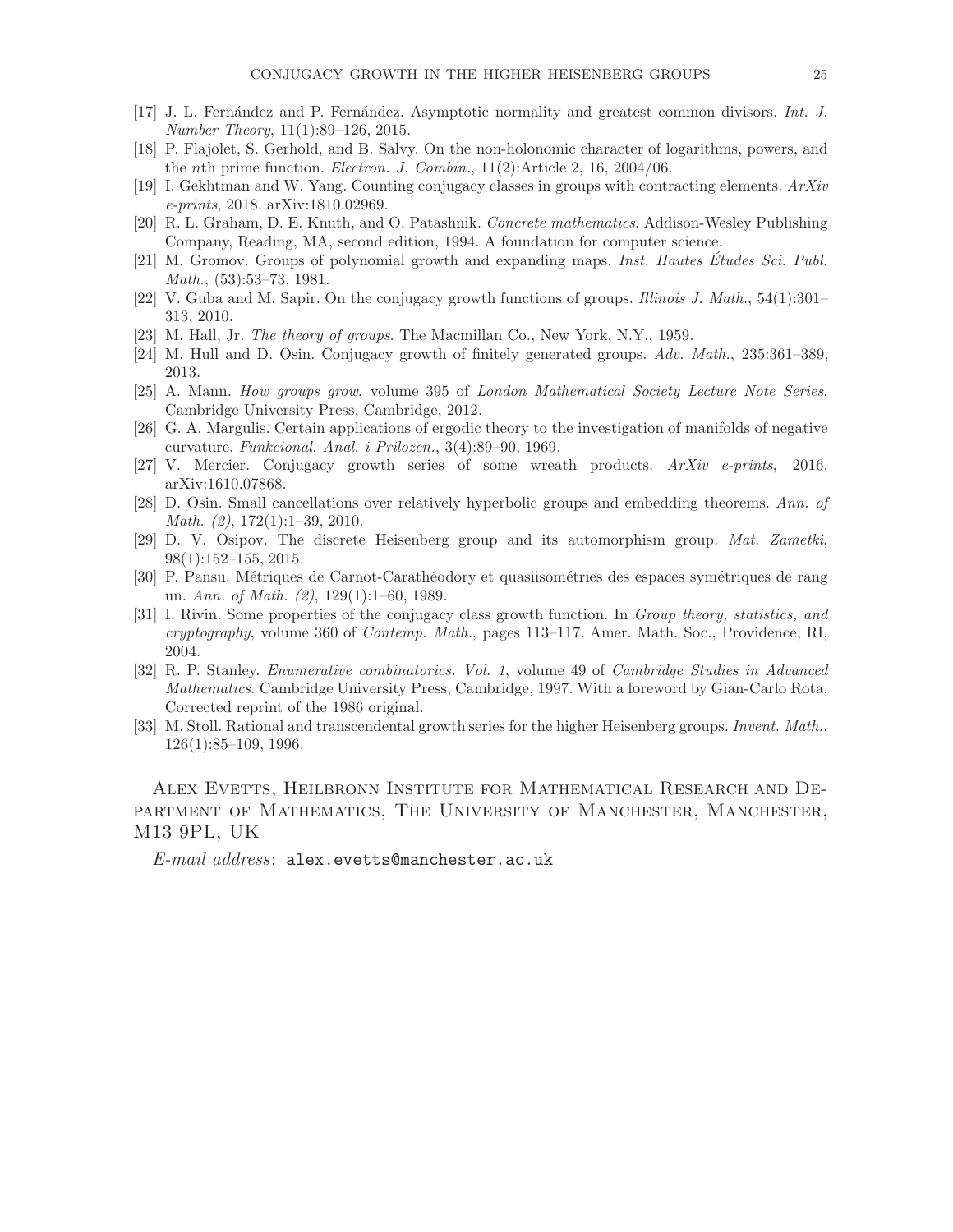[17] J. L. Fernández and P. Fernández. Asymptotic normality and greatest common divisors. *Int. J. Number Theory*, 11(1):89–126, 2015.

[18] P. Flajolet, S. Gerhold, and B. Salvy. On the non-holonomic character of logarithms, powers, and the $n$th prime function. *Electron. J. Combin.*, 11(2):Article 2, 16, 2004/06.

[19] I. Gekhtman and W. Yang. Counting conjugacy classes in groups with contracting elements. *ArXiv e-prints*, 2018. arXiv:1810.02969.

[20] R. L. Graham, D. E. Knuth, and O. Patashnik. *Concrete mathematics*. Addison-Wesley Publishing Company, Reading, MA, second edition, 1994. A foundation for computer science.

[21] M. Gromov. Groups of polynomial growth and expanding maps. *Inst. Hautes Études Sci. Publ. Math.*, (53):53–73, 1981.

[22] V. Guba and M. Sapir. On the conjugacy growth functions of groups. *Illinois J. Math.*, 54(1):301–313, 2010.

[23] M. Hall, Jr. *The theory of groups*. The Macmillan Co., New York, N.Y., 1959.

[24] M. Hull and D. Osin. Conjugacy growth of finitely generated groups. *Adv. Math.*, 235:361–389, 2013.

[25] A. Mann. *How groups grow*, volume 395 of *London Mathematical Society Lecture Note Series*. Cambridge University Press, Cambridge, 2012.

[26] G. A. Margulis. Certain applications of ergodic theory to the investigation of manifolds of negative curvature. *Funkcional. Anal. i Prilozen.*, 3(4):89–90, 1969.

[27] V. Mercier. Conjugacy growth series of some wreath products. *ArXiv e-prints*, 2016. arXiv:1610.07868.

[28] D. Osin. Small cancellations over relatively hyperbolic groups and embedding theorems. *Ann. of Math. (2)*, 172(1):1–39, 2010.

[29] D. V. Osipov. The discrete Heisenberg group and its automorphism group. *Mat. Zametki*, 98(1):152–155, 2015.

[30] P. Pansu. Métriques de Carnot-Carathéodory et quasiisométries des espaces symétriques de rang un. *Ann. of Math. (2)*, 129(1):1–60, 1989.

[31] I. Rivin. Some properties of the conjugacy class growth function. In *Group theory, statistics, and cryptography*, volume 360 of *Contemp. Math.*, pages 113–117. Amer. Math. Soc., Providence, RI, 2004.

[32] R. P. Stanley. *Enumerative combinatorics. Vol. 1*, volume 49 of *Cambridge Studies in Advanced Mathematics*. Cambridge University Press, Cambridge, 1997. With a foreword by Gian-Carlo Rota, Corrected reprint of the 1986 original.

[33] M. Stoll. Rational and transcendental growth series for the higher Heisenberg groups. *Invent. Math.*, 126(1):85–109, 1996.

Alex Evetts, Heilbronn Institute for Mathematical Research and Department of Mathematics, The University of Manchester, Manchester, M13 9PL, UK

*E-mail address*: alex.evetts@manchester.ac.uk